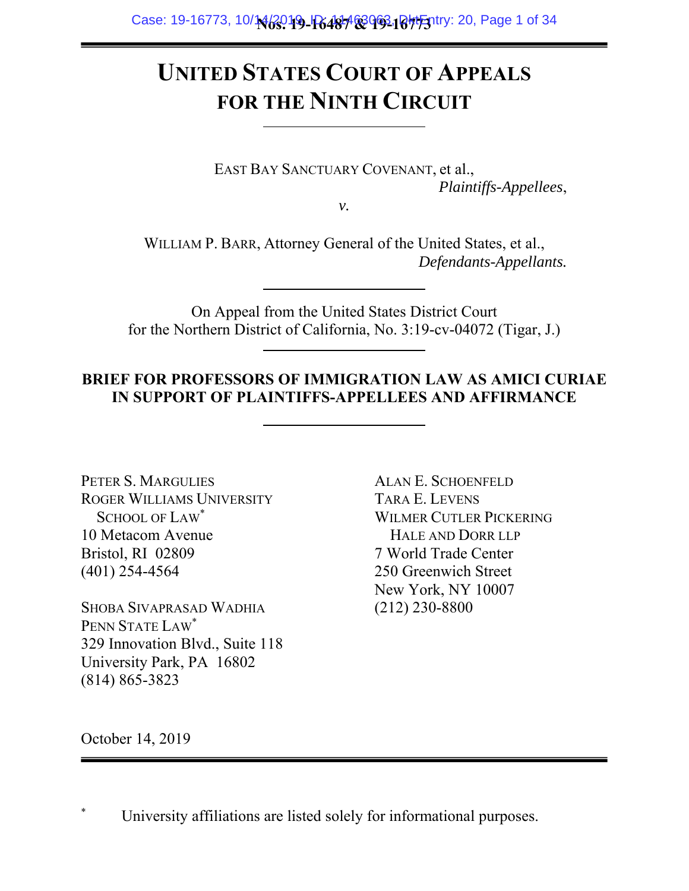Nos. 19-16487 & 19-16773

# UNITED STATES COURT OF APPEALS FOR THE NINTH CIRCUIT

EAST BAY SANCTUARY COVENANT, et al.,
*Plaintiffs-Appellees*,

*v.*

WILLIAM P. BARR, Attorney General of the United States, et al.,
*Defendants-Appellants.*

On Appeal from the United States District Court for the Northern District of California, No. 3:19-cv-04072 (Tigar, J.)

**BRIEF FOR PROFESSORS OF IMMIGRATION LAW AS AMICI CURIAE IN SUPPORT OF PLAINTIFFS-APPELLEES AND AFFIRMANCE**

PETER S. MARGULIES
ROGER WILLIAMS UNIVERSITY SCHOOL OF LAW*
10 Metacom Avenue
Bristol, RI 02809
(401) 254-4564

SHOBA SIVAPRASAD WADHIA
PENN STATE LAW*
329 Innovation Blvd., Suite 118
University Park, PA 16802
(814) 865-3823

ALAN E. SCHOENFELD
TARA E. LEVENS
WILMER CUTLER PICKERING HALE AND DORR LLP
7 World Trade Center
250 Greenwich Street
New York, NY 10007
(212) 230-8800

October 14, 2019

\* University affiliations are listed solely for informational purposes.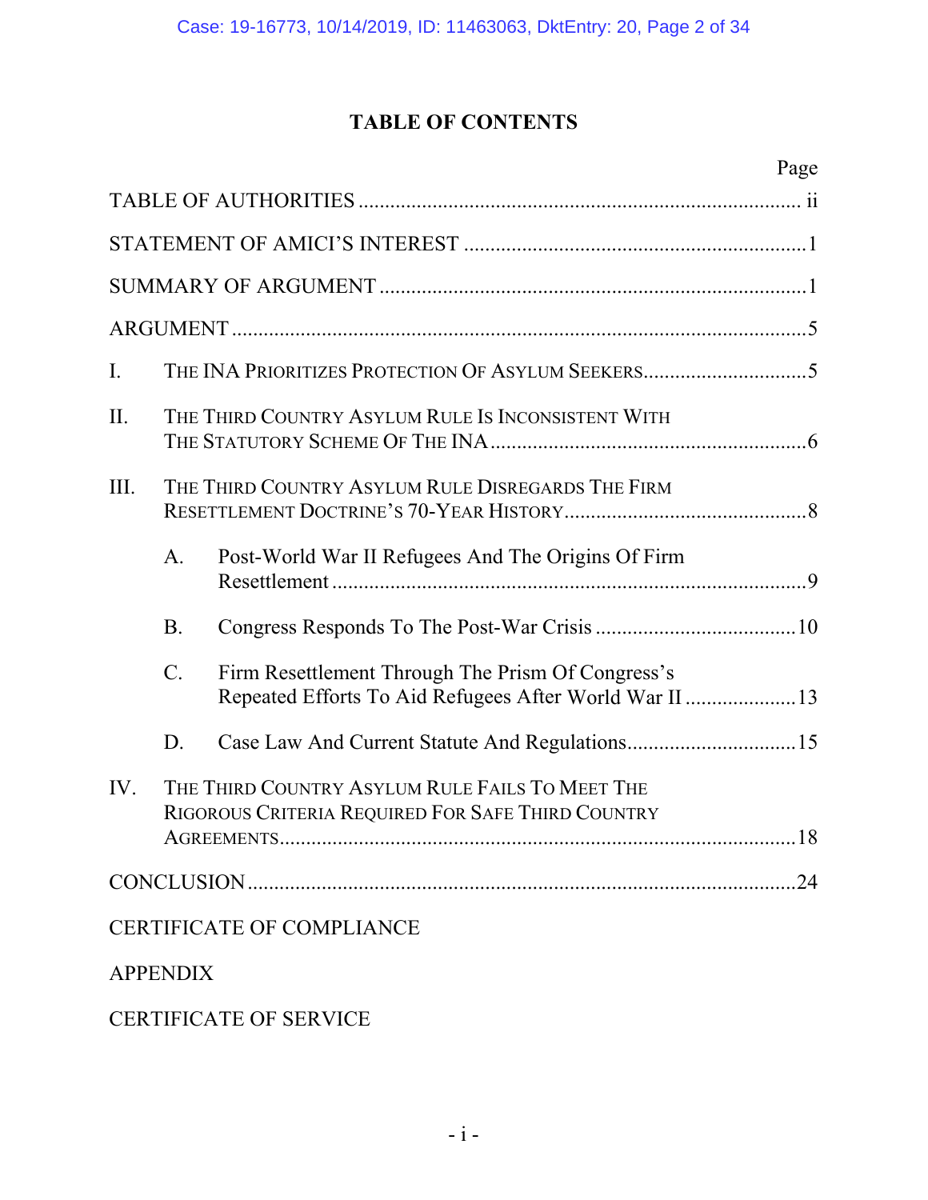# TABLE OF CONTENTS

| | Page |
|---|---|
| TABLE OF AUTHORITIES | ii |
| STATEMENT OF AMICI'S INTEREST | 1 |
| SUMMARY OF ARGUMENT | 1 |
| ARGUMENT | 5 |
| I. THE INA PRIORITIZES PROTECTION OF ASYLUM SEEKERS | 5 |
| II. THE THIRD COUNTRY ASYLUM RULE IS INCONSISTENT WITH THE STATUTORY SCHEME OF THE INA | 6 |
| III. THE THIRD COUNTRY ASYLUM RULE DISREGARDS THE FIRM RESETTLEMENT DOCTRINE'S 70-YEAR HISTORY | 8 |
| A. Post-World War II Refugees And The Origins Of Firm Resettlement | 9 |
| B. Congress Responds To The Post-War Crisis | 10 |
| C. Firm Resettlement Through The Prism Of Congress's Repeated Efforts To Aid Refugees After World War II | 13 |
| D. Case Law And Current Statute And Regulations | 15 |
| IV. THE THIRD COUNTRY ASYLUM RULE FAILS TO MEET THE RIGOROUS CRITERIA REQUIRED FOR SAFE THIRD COUNTRY AGREEMENTS | 18 |
| CONCLUSION | 24 |
| CERTIFICATE OF COMPLIANCE | |
| APPENDIX | |
| CERTIFICATE OF SERVICE | |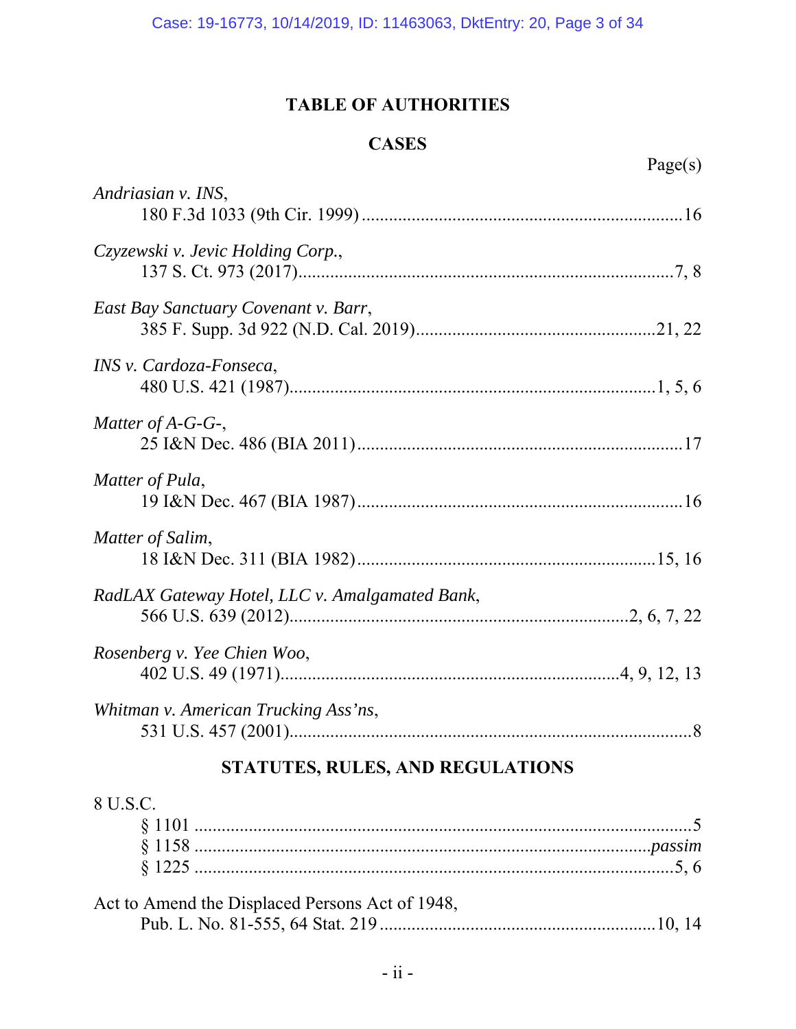## TABLE OF AUTHORITIES

### CASES

Page(s)

*Andriasian v. INS*,
180 F.3d 1033 (9th Cir. 1999) ....................................................................16

*Czyzewski v. Jevic Holding Corp.*,
137 S. Ct. 973 (2017)..................................................................................7, 8

*East Bay Sanctuary Covenant v. Barr*,
385 F. Supp. 3d 922 (N.D. Cal. 2019)....................................................21, 22

*INS v. Cardoza-Fonseca*,
480 U.S. 421 (1987)................................................................................1, 5, 6

*Matter of A-G-G-*,
25 I&N Dec. 486 (BIA 2011) ......................................................................17

*Matter of Pula*,
19 I&N Dec. 467 (BIA 1987) ......................................................................16

*Matter of Salim*,
18 I&N Dec. 311 (BIA 1982) ................................................................15, 16

*RadLAX Gateway Hotel, LLC v. Amalgamated Bank*,
566 U.S. 639 (2012)........................................................................2, 6, 7, 22

*Rosenberg v. Yee Chien Woo*,
402 U.S. 49 (1971)........................................................................4, 9, 12, 13

*Whitman v. American Trucking Ass'ns*,
531 U.S. 457 (2001)........................................................................................8

### STATUTES, RULES, AND REGULATIONS

8 U.S.C.
§ 1101 ..........................................................................................................5
§ 1158 ...................................................................................................*passim*
§ 1225 .......................................................................................................5, 6

Act to Amend the Displaced Persons Act of 1948,
Pub. L. No. 81-555, 64 Stat. 219 ............................................................10, 14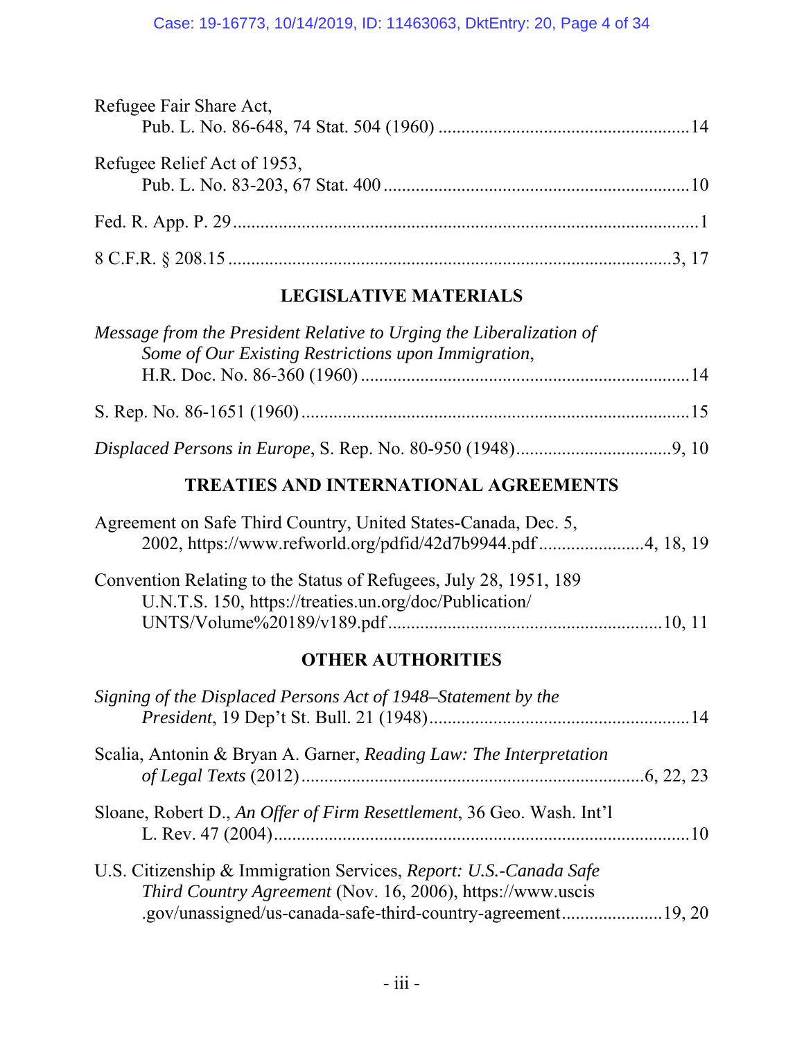Refugee Fair Share Act,
Pub. L. No. 86-648, 74 Stat. 504 (1960) ....................................................14

Refugee Relief Act of 1953,
Pub. L. No. 83-203, 67 Stat. 400 ..............................................................10

Fed. R. App. P. 29 ...........................................................................................1

8 C.F.R. § 208.15 .........................................................................................3, 17

## LEGISLATIVE MATERIALS

*Message from the President Relative to Urging the Liberalization of Some of Our Existing Restrictions upon Immigration*,
H.R. Doc. No. 86-360 (1960) ......................................................................14

S. Rep. No. 86-1651 (1960) ..........................................................................15

*Displaced Persons in Europe*, S. Rep. No. 80-950 (1948)................................9, 10

## TREATIES AND INTERNATIONAL AGREEMENTS

Agreement on Safe Third Country, United States-Canada, Dec. 5, 2002, https://www.refworld.org/pdfid/42d7b9944.pdf ......................4, 18, 19

Convention Relating to the Status of Refugees, July 28, 1951, 189 U.N.T.S. 150, https://treaties.un.org/doc/Publication/UNTS/Volume%20189/v189.pdf...........................................................10, 11

## OTHER AUTHORITIES

*Signing of the Displaced Persons Act of 1948–Statement by the President*, 19 Dep't St. Bull. 21 (1948).........................................................14

Scalia, Antonin & Bryan A. Garner, *Reading Law: The Interpretation of Legal Texts* (2012) .......................................................................6, 22, 23

Sloane, Robert D., *An Offer of Firm Resettlement*, 36 Geo. Wash. Int'l L. Rev. 47 (2004)........................................................................................10

U.S. Citizenship & Immigration Services, *Report: U.S.-Canada Safe Third Country Agreement* (Nov. 16, 2006), https://www.uscis.gov/unassigned/us-canada-safe-third-country-agreement......................19, 20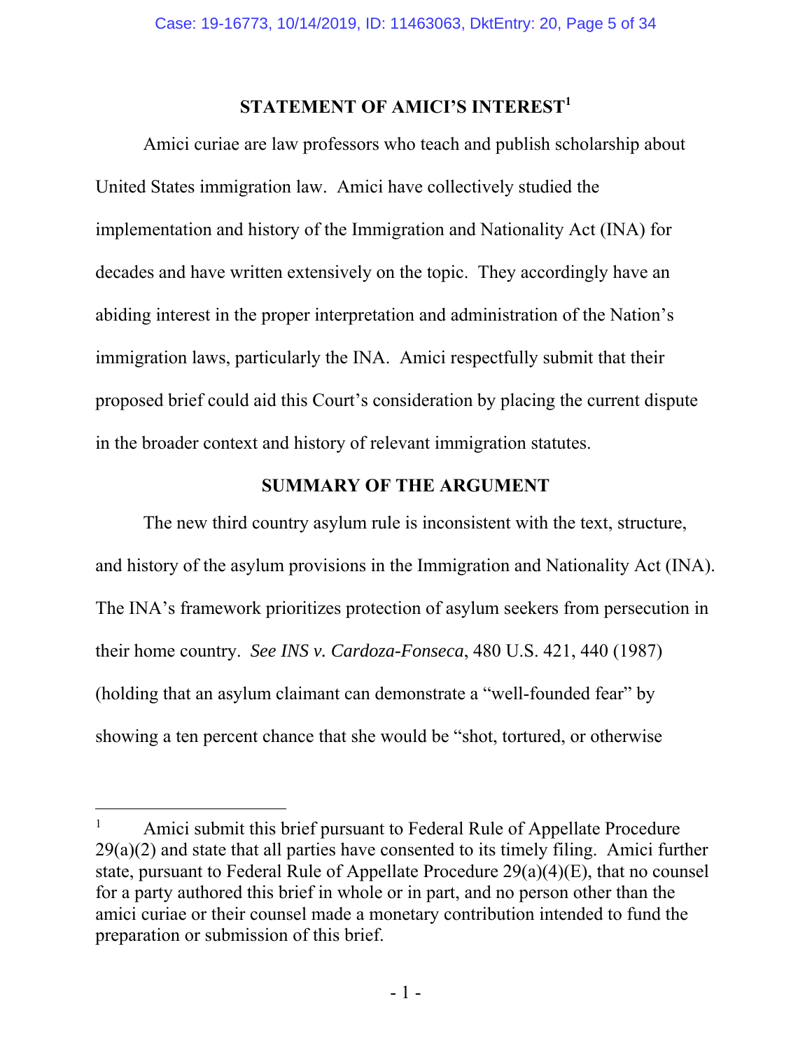## STATEMENT OF AMICI'S INTEREST[1]

Amici curiae are law professors who teach and publish scholarship about United States immigration law. Amici have collectively studied the implementation and history of the Immigration and Nationality Act (INA) for decades and have written extensively on the topic. They accordingly have an abiding interest in the proper interpretation and administration of the Nation's immigration laws, particularly the INA. Amici respectfully submit that their proposed brief could aid this Court's consideration by placing the current dispute in the broader context and history of relevant immigration statutes.

## SUMMARY OF THE ARGUMENT

The new third country asylum rule is inconsistent with the text, structure, and history of the asylum provisions in the Immigration and Nationality Act (INA). The INA's framework prioritizes protection of asylum seekers from persecution in their home country. *See INS v. Cardoza-Fonseca*, 480 U.S. 421, 440 (1987) (holding that an asylum claimant can demonstrate a "well-founded fear" by showing a ten percent chance that she would be "shot, tortured, or otherwise

---

[1] Amici submit this brief pursuant to Federal Rule of Appellate Procedure 29(a)(2) and state that all parties have consented to its timely filing. Amici further state, pursuant to Federal Rule of Appellate Procedure 29(a)(4)(E), that no counsel for a party authored this brief in whole or in part, and no person other than the amici curiae or their counsel made a monetary contribution intended to fund the preparation or submission of this brief.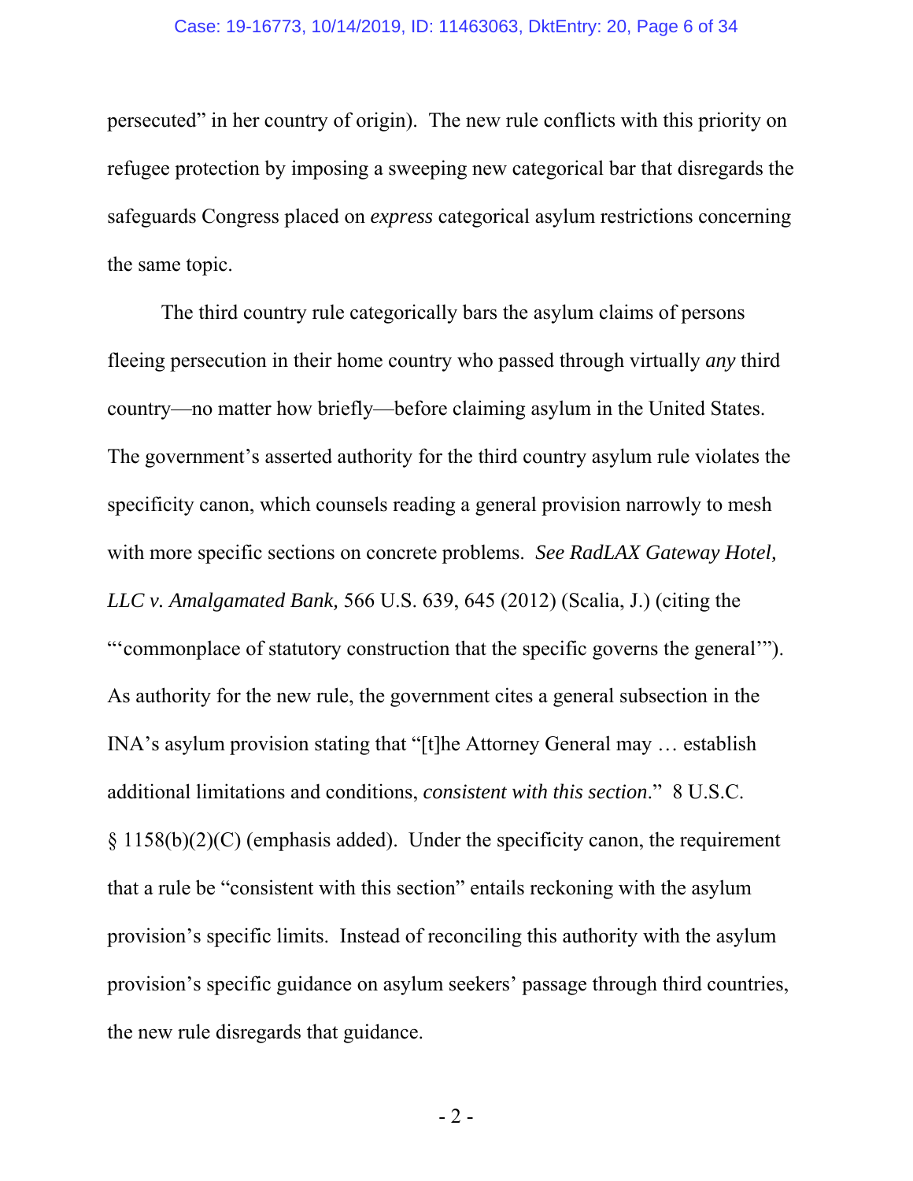persecuted" in her country of origin). The new rule conflicts with this priority on refugee protection by imposing a sweeping new categorical bar that disregards the safeguards Congress placed on *express* categorical asylum restrictions concerning the same topic.

The third country rule categorically bars the asylum claims of persons fleeing persecution in their home country who passed through virtually *any* third country—no matter how briefly—before claiming asylum in the United States. The government's asserted authority for the third country asylum rule violates the specificity canon, which counsels reading a general provision narrowly to mesh with more specific sections on concrete problems. *See RadLAX Gateway Hotel, LLC v. Amalgamated Bank,* 566 U.S. 639, 645 (2012) (Scalia, J.) (citing the "'commonplace of statutory construction that the specific governs the general'"). As authority for the new rule, the government cites a general subsection in the INA's asylum provision stating that "[t]he Attorney General may … establish additional limitations and conditions, *consistent with this section*." 8 U.S.C. § 1158(b)(2)(C) (emphasis added). Under the specificity canon, the requirement that a rule be "consistent with this section" entails reckoning with the asylum provision's specific limits. Instead of reconciling this authority with the asylum provision's specific guidance on asylum seekers' passage through third countries, the new rule disregards that guidance.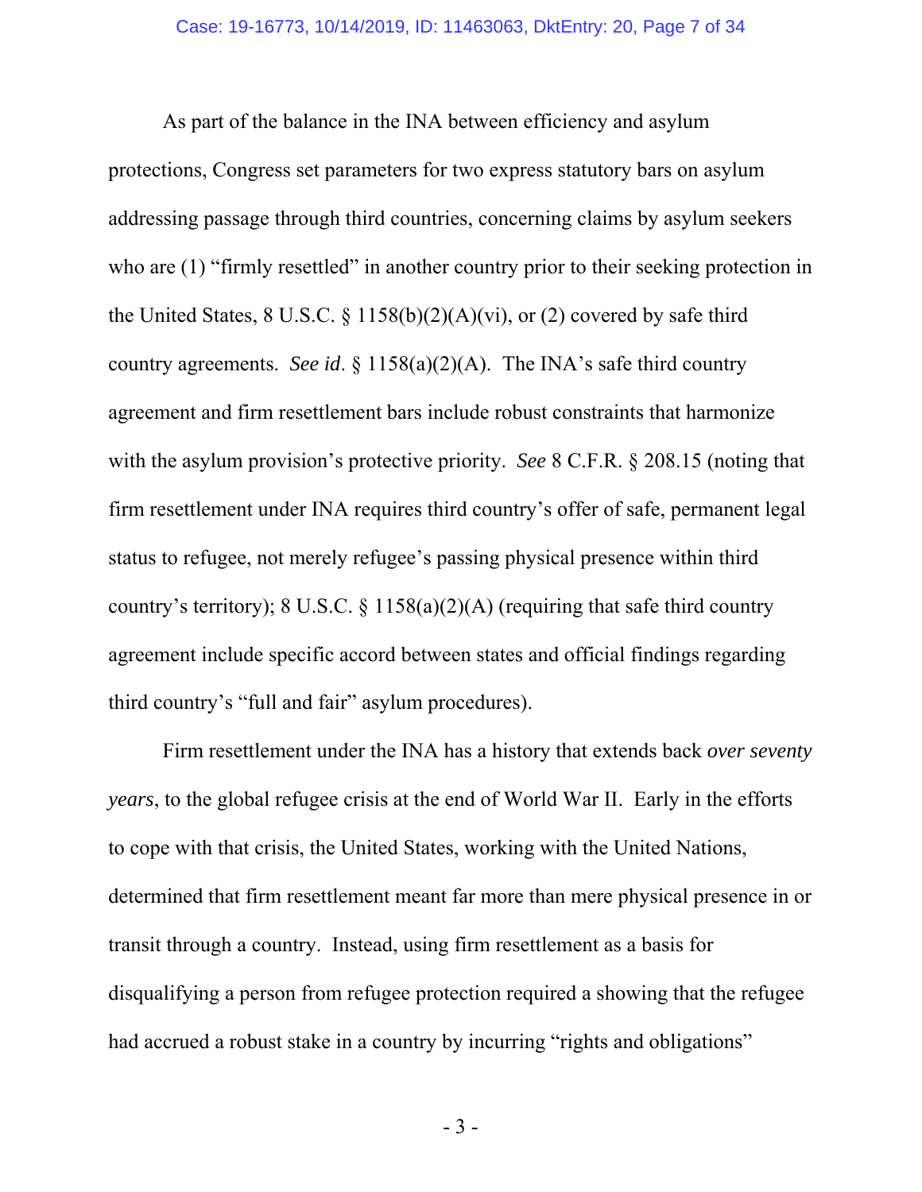As part of the balance in the INA between efficiency and asylum protections, Congress set parameters for two express statutory bars on asylum addressing passage through third countries, concerning claims by asylum seekers who are (1) "firmly resettled" in another country prior to their seeking protection in the United States, 8 U.S.C. § 1158(b)(2)(A)(vi), or (2) covered by safe third country agreements. *See id*. § 1158(a)(2)(A). The INA's safe third country agreement and firm resettlement bars include robust constraints that harmonize with the asylum provision's protective priority. *See* 8 C.F.R. § 208.15 (noting that firm resettlement under INA requires third country's offer of safe, permanent legal status to refugee, not merely refugee's passing physical presence within third country's territory); 8 U.S.C. § 1158(a)(2)(A) (requiring that safe third country agreement include specific accord between states and official findings regarding third country's "full and fair" asylum procedures).

Firm resettlement under the INA has a history that extends back *over seventy years*, to the global refugee crisis at the end of World War II. Early in the efforts to cope with that crisis, the United States, working with the United Nations, determined that firm resettlement meant far more than mere physical presence in or transit through a country. Instead, using firm resettlement as a basis for disqualifying a person from refugee protection required a showing that the refugee had accrued a robust stake in a country by incurring "rights and obligations"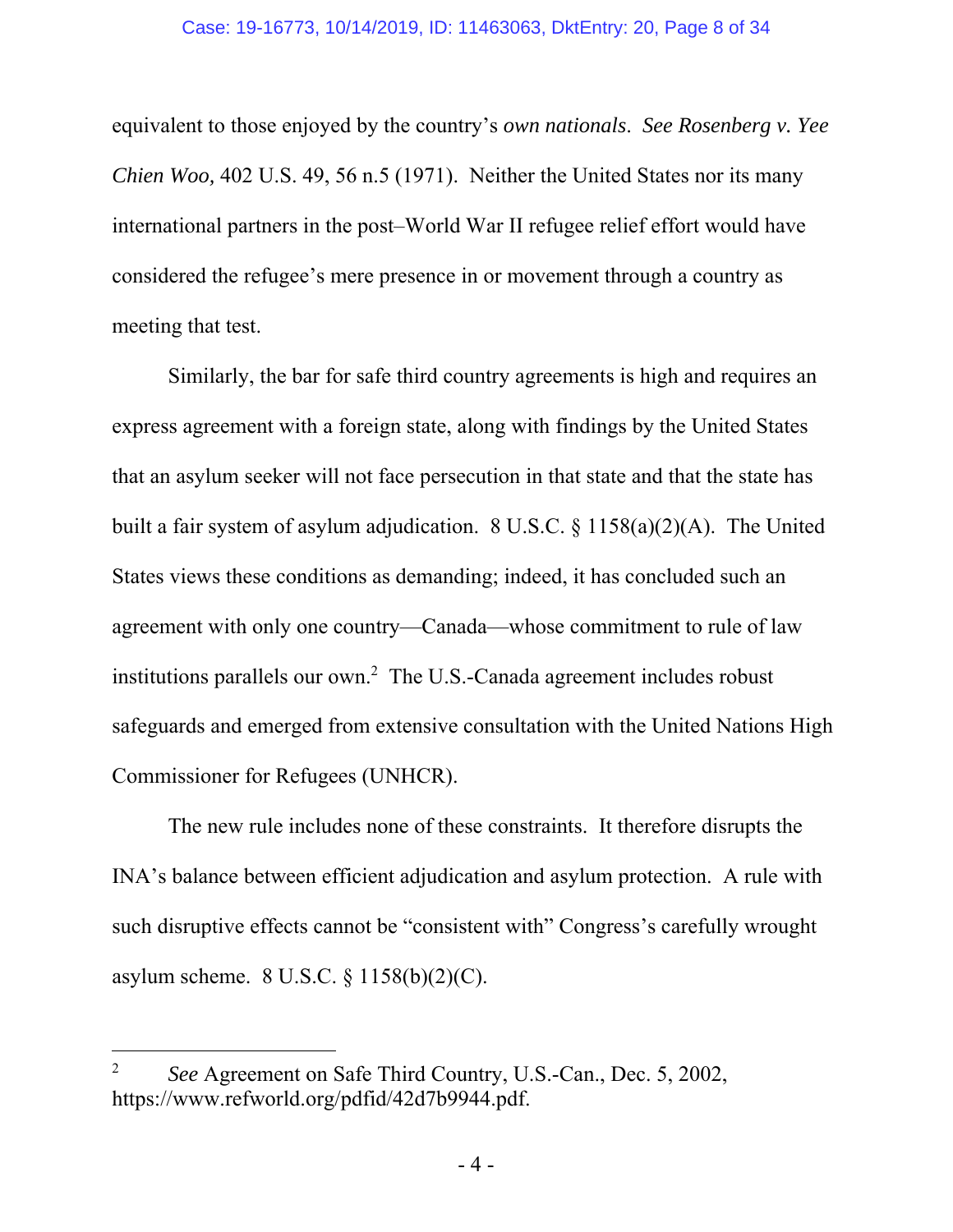equivalent to those enjoyed by the country's *own nationals*. *See Rosenberg v. Yee Chien Woo,* 402 U.S. 49, 56 n.5 (1971). Neither the United States nor its many international partners in the post–World War II refugee relief effort would have considered the refugee's mere presence in or movement through a country as meeting that test.

Similarly, the bar for safe third country agreements is high and requires an express agreement with a foreign state, along with findings by the United States that an asylum seeker will not face persecution in that state and that the state has built a fair system of asylum adjudication. 8 U.S.C. § 1158(a)(2)(A). The United States views these conditions as demanding; indeed, it has concluded such an agreement with only one country—Canada—whose commitment to rule of law institutions parallels our own.[2] The U.S.-Canada agreement includes robust safeguards and emerged from extensive consultation with the United Nations High Commissioner for Refugees (UNHCR).

The new rule includes none of these constraints. It therefore disrupts the INA's balance between efficient adjudication and asylum protection. A rule with such disruptive effects cannot be "consistent with" Congress's carefully wrought asylum scheme. 8 U.S.C. § 1158(b)(2)(C).

---

[2] *See* Agreement on Safe Third Country, U.S.-Can., Dec. 5, 2002, https://www.refworld.org/pdfid/42d7b9944.pdf.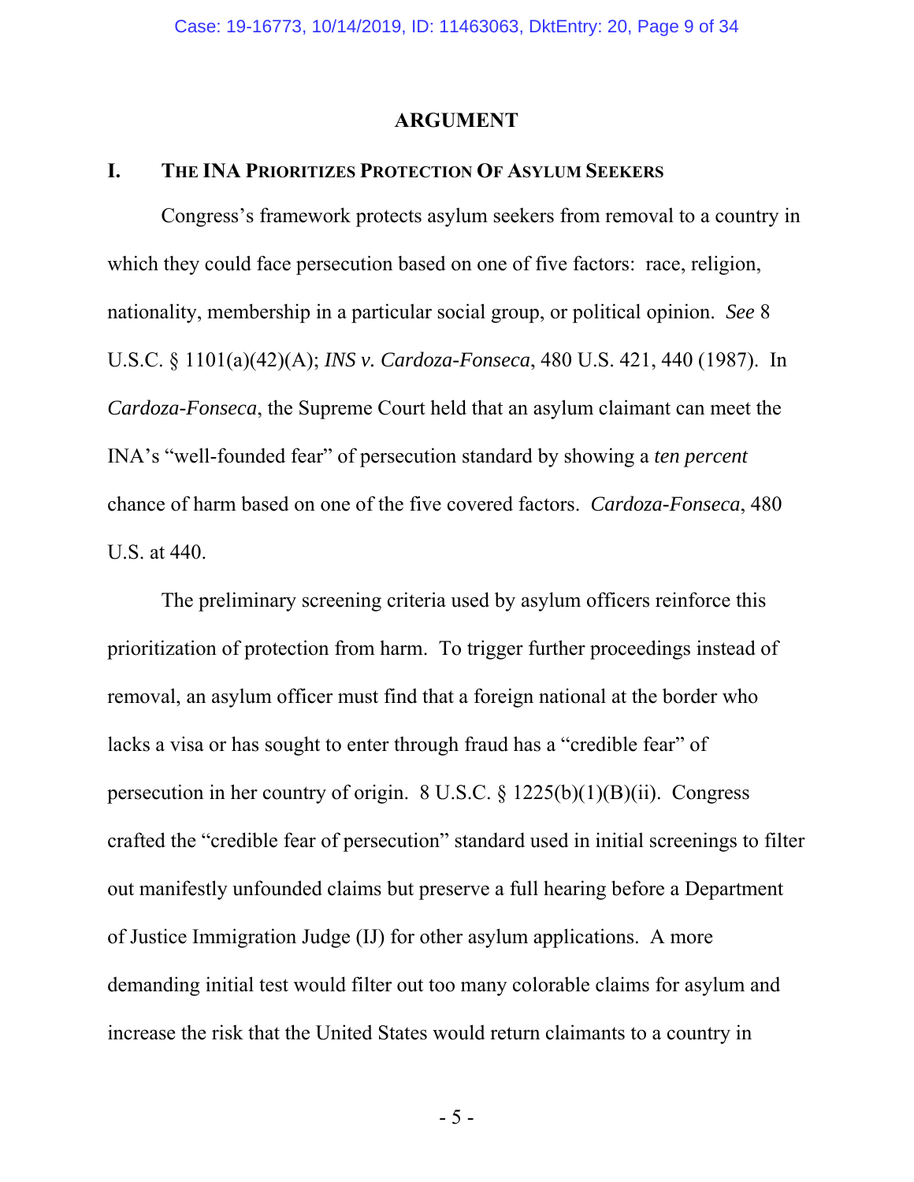# ARGUMENT

## I. THE INA PRIORITIZES PROTECTION OF ASYLUM SEEKERS

Congress's framework protects asylum seekers from removal to a country in which they could face persecution based on one of five factors: race, religion, nationality, membership in a particular social group, or political opinion. *See* 8 U.S.C. § 1101(a)(42)(A); *INS v. Cardoza-Fonseca*, 480 U.S. 421, 440 (1987). In *Cardoza-Fonseca*, the Supreme Court held that an asylum claimant can meet the INA's "well-founded fear" of persecution standard by showing a *ten percent* chance of harm based on one of the five covered factors. *Cardoza-Fonseca*, 480 U.S. at 440.

The preliminary screening criteria used by asylum officers reinforce this prioritization of protection from harm. To trigger further proceedings instead of removal, an asylum officer must find that a foreign national at the border who lacks a visa or has sought to enter through fraud has a "credible fear" of persecution in her country of origin. 8 U.S.C. § 1225(b)(1)(B)(ii). Congress crafted the "credible fear of persecution" standard used in initial screenings to filter out manifestly unfounded claims but preserve a full hearing before a Department of Justice Immigration Judge (IJ) for other asylum applications. A more demanding initial test would filter out too many colorable claims for asylum and increase the risk that the United States would return claimants to a country in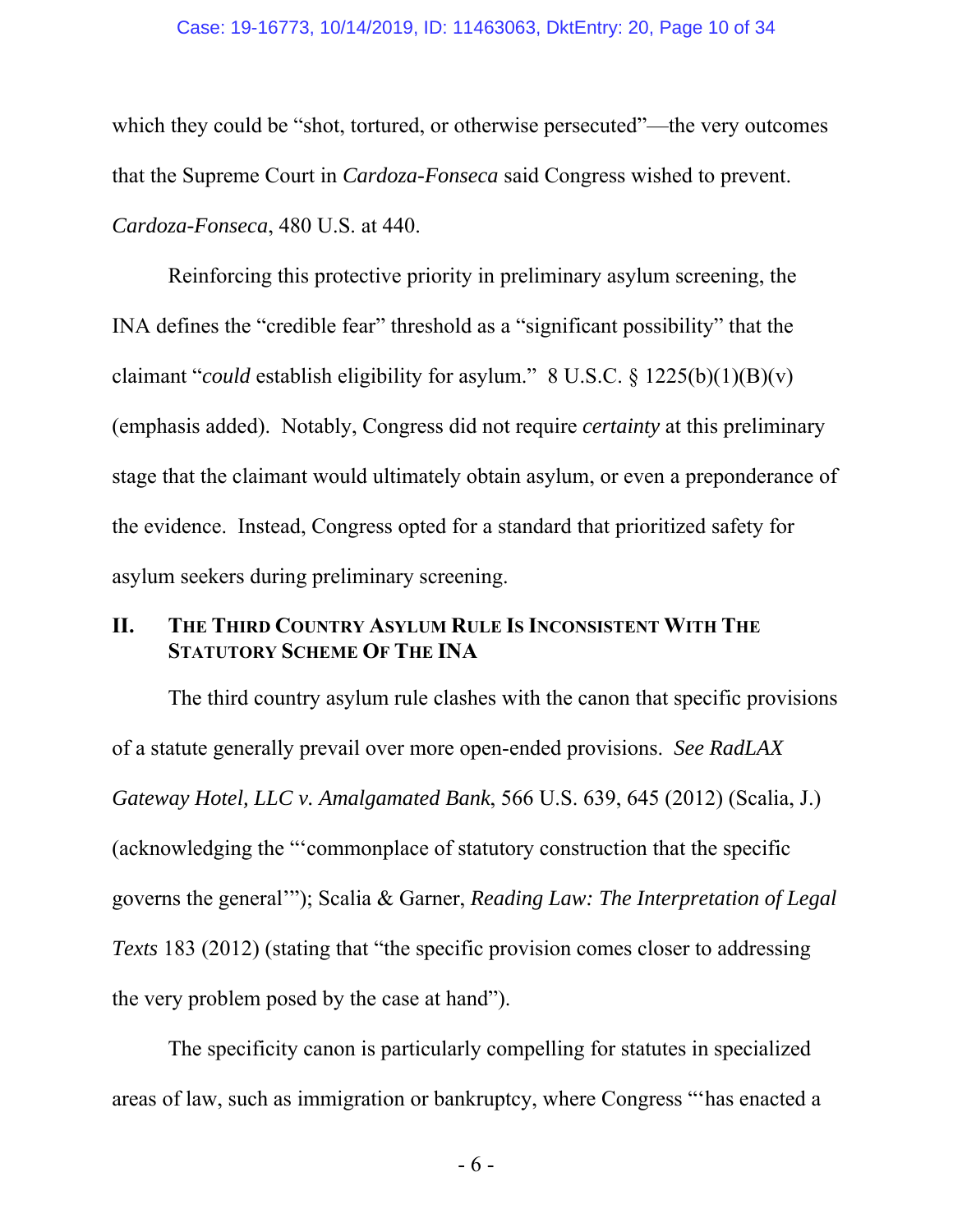which they could be "shot, tortured, or otherwise persecuted"—the very outcomes that the Supreme Court in *Cardoza-Fonseca* said Congress wished to prevent. *Cardoza-Fonseca*, 480 U.S. at 440.

Reinforcing this protective priority in preliminary asylum screening, the INA defines the "credible fear" threshold as a "significant possibility" that the claimant "*could* establish eligibility for asylum." 8 U.S.C. § 1225(b)(1)(B)(v) (emphasis added). Notably, Congress did not require *certainty* at this preliminary stage that the claimant would ultimately obtain asylum, or even a preponderance of the evidence. Instead, Congress opted for a standard that prioritized safety for asylum seekers during preliminary screening.

## II. The Third Country Asylum Rule Is Inconsistent With The Statutory Scheme Of The INA

The third country asylum rule clashes with the canon that specific provisions of a statute generally prevail over more open-ended provisions. *See RadLAX Gateway Hotel, LLC v. Amalgamated Bank*, 566 U.S. 639, 645 (2012) (Scalia, J.) (acknowledging the "'commonplace of statutory construction that the specific governs the general'"); Scalia & Garner, *Reading Law: The Interpretation of Legal Texts* 183 (2012) (stating that "the specific provision comes closer to addressing the very problem posed by the case at hand").

The specificity canon is particularly compelling for statutes in specialized areas of law, such as immigration or bankruptcy, where Congress "'has enacted a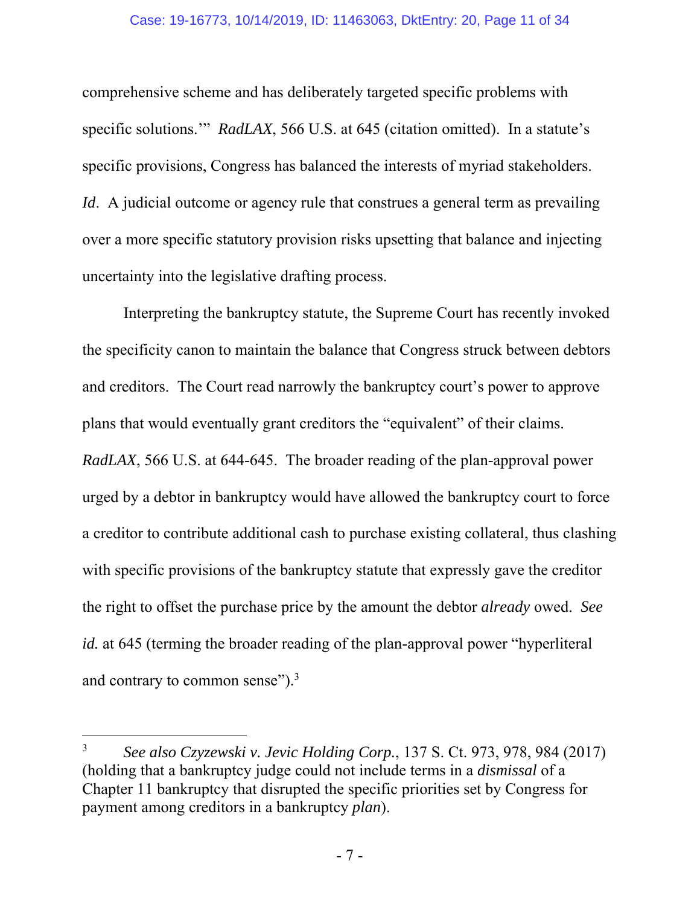comprehensive scheme and has deliberately targeted specific problems with specific solutions.'" *RadLAX*, 566 U.S. at 645 (citation omitted). In a statute's specific provisions, Congress has balanced the interests of myriad stakeholders. *Id*. A judicial outcome or agency rule that construes a general term as prevailing over a more specific statutory provision risks upsetting that balance and injecting uncertainty into the legislative drafting process.

Interpreting the bankruptcy statute, the Supreme Court has recently invoked the specificity canon to maintain the balance that Congress struck between debtors and creditors. The Court read narrowly the bankruptcy court's power to approve plans that would eventually grant creditors the "equivalent" of their claims. *RadLAX*, 566 U.S. at 644-645. The broader reading of the plan-approval power urged by a debtor in bankruptcy would have allowed the bankruptcy court to force a creditor to contribute additional cash to purchase existing collateral, thus clashing with specific provisions of the bankruptcy statute that expressly gave the creditor the right to offset the purchase price by the amount the debtor *already* owed. *See id.* at 645 (terming the broader reading of the plan-approval power "hyperliteral and contrary to common sense").[3]

[3] *See also Czyzewski v. Jevic Holding Corp.*, 137 S. Ct. 973, 978, 984 (2017) (holding that a bankruptcy judge could not include terms in a *dismissal* of a Chapter 11 bankruptcy that disrupted the specific priorities set by Congress for payment among creditors in a bankruptcy *plan*).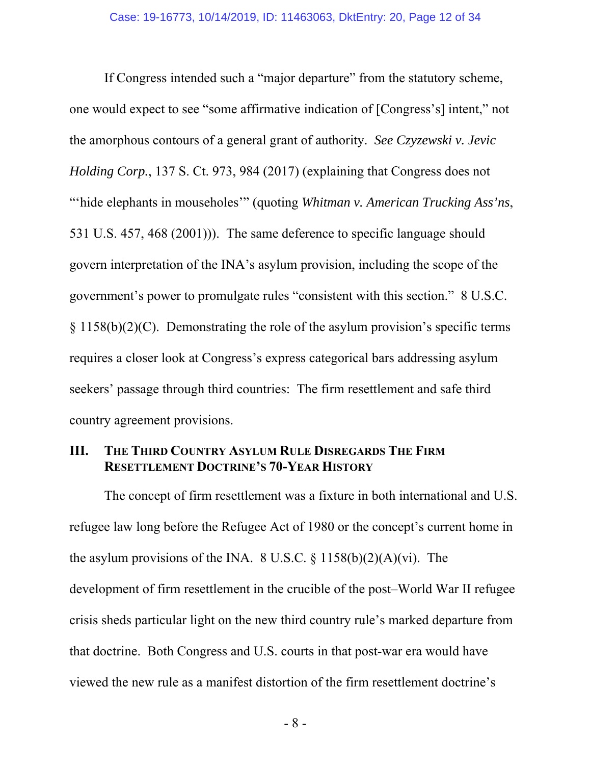If Congress intended such a "major departure" from the statutory scheme, one would expect to see "some affirmative indication of [Congress's] intent," not the amorphous contours of a general grant of authority. *See Czyzewski v. Jevic Holding Corp.*, 137 S. Ct. 973, 984 (2017) (explaining that Congress does not "'hide elephants in mouseholes'" (quoting *Whitman v. American Trucking Ass'ns*, 531 U.S. 457, 468 (2001))). The same deference to specific language should govern interpretation of the INA's asylum provision, including the scope of the government's power to promulgate rules "consistent with this section." 8 U.S.C. § 1158(b)(2)(C). Demonstrating the role of the asylum provision's specific terms requires a closer look at Congress's express categorical bars addressing asylum seekers' passage through third countries: The firm resettlement and safe third country agreement provisions.

## III. THE THIRD COUNTRY ASYLUM RULE DISREGARDS THE FIRM RESETTLEMENT DOCTRINE'S 70-YEAR HISTORY

The concept of firm resettlement was a fixture in both international and U.S. refugee law long before the Refugee Act of 1980 or the concept's current home in the asylum provisions of the INA. 8 U.S.C. § 1158(b)(2)(A)(vi). The development of firm resettlement in the crucible of the post–World War II refugee crisis sheds particular light on the new third country rule's marked departure from that doctrine. Both Congress and U.S. courts in that post-war era would have viewed the new rule as a manifest distortion of the firm resettlement doctrine's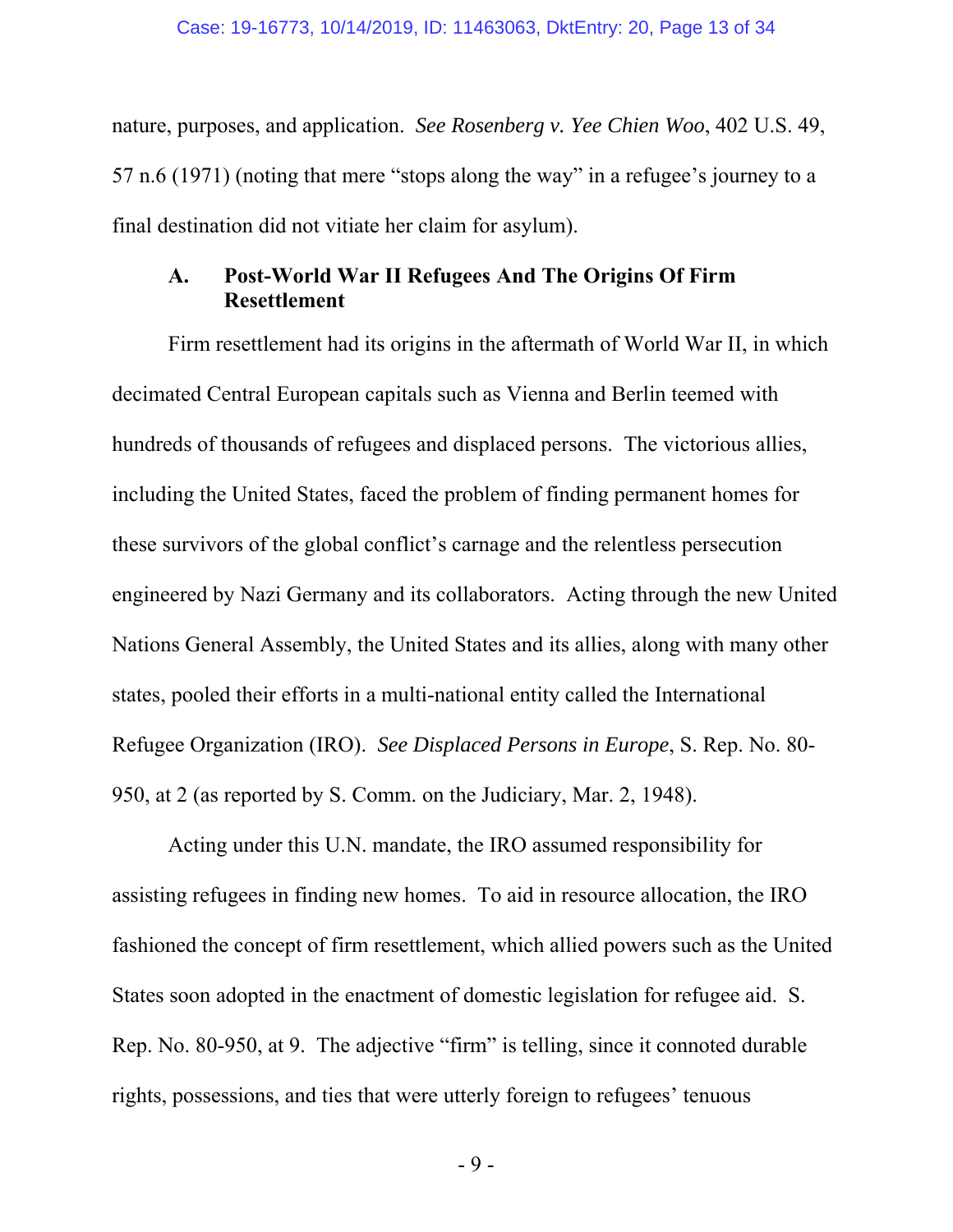nature, purposes, and application. *See Rosenberg v. Yee Chien Woo*, 402 U.S. 49, 57 n.6 (1971) (noting that mere "stops along the way" in a refugee's journey to a final destination did not vitiate her claim for asylum).

### A. Post-World War II Refugees And The Origins Of Firm Resettlement

Firm resettlement had its origins in the aftermath of World War II, in which decimated Central European capitals such as Vienna and Berlin teemed with hundreds of thousands of refugees and displaced persons. The victorious allies, including the United States, faced the problem of finding permanent homes for these survivors of the global conflict's carnage and the relentless persecution engineered by Nazi Germany and its collaborators. Acting through the new United Nations General Assembly, the United States and its allies, along with many other states, pooled their efforts in a multi-national entity called the International Refugee Organization (IRO). *See Displaced Persons in Europe*, S. Rep. No. 80-950, at 2 (as reported by S. Comm. on the Judiciary, Mar. 2, 1948).

Acting under this U.N. mandate, the IRO assumed responsibility for assisting refugees in finding new homes. To aid in resource allocation, the IRO fashioned the concept of firm resettlement, which allied powers such as the United States soon adopted in the enactment of domestic legislation for refugee aid. S. Rep. No. 80-950, at 9. The adjective "firm" is telling, since it connoted durable rights, possessions, and ties that were utterly foreign to refugees' tenuous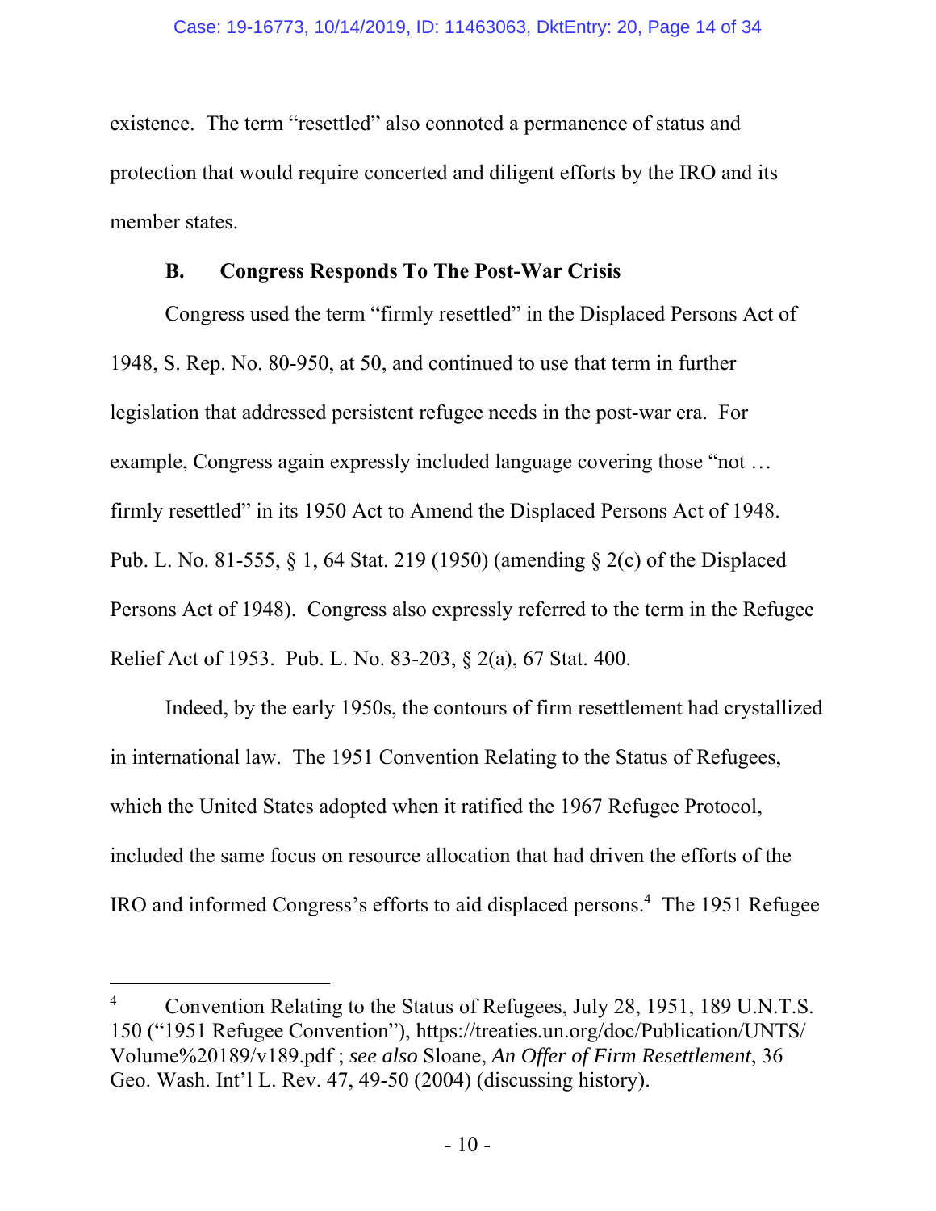existence. The term "resettled" also connoted a permanence of status and protection that would require concerted and diligent efforts by the IRO and its member states.

### B. Congress Responds To The Post-War Crisis

Congress used the term "firmly resettled" in the Displaced Persons Act of 1948, S. Rep. No. 80-950, at 50, and continued to use that term in further legislation that addressed persistent refugee needs in the post-war era. For example, Congress again expressly included language covering those "not … firmly resettled" in its 1950 Act to Amend the Displaced Persons Act of 1948. Pub. L. No. 81-555, § 1, 64 Stat. 219 (1950) (amending § 2(c) of the Displaced Persons Act of 1948). Congress also expressly referred to the term in the Refugee Relief Act of 1953. Pub. L. No. 83-203, § 2(a), 67 Stat. 400.

Indeed, by the early 1950s, the contours of firm resettlement had crystallized in international law. The 1951 Convention Relating to the Status of Refugees, which the United States adopted when it ratified the 1967 Refugee Protocol, included the same focus on resource allocation that had driven the efforts of the IRO and informed Congress's efforts to aid displaced persons.[4] The 1951 Refugee

[4] Convention Relating to the Status of Refugees, July 28, 1951, 189 U.N.T.S. 150 ("1951 Refugee Convention"), https://treaties.un.org/doc/Publication/UNTS/Volume%20189/v189.pdf ; *see also* Sloane, *An Offer of Firm Resettlement*, 36 Geo. Wash. Int'l L. Rev. 47, 49-50 (2004) (discussing history).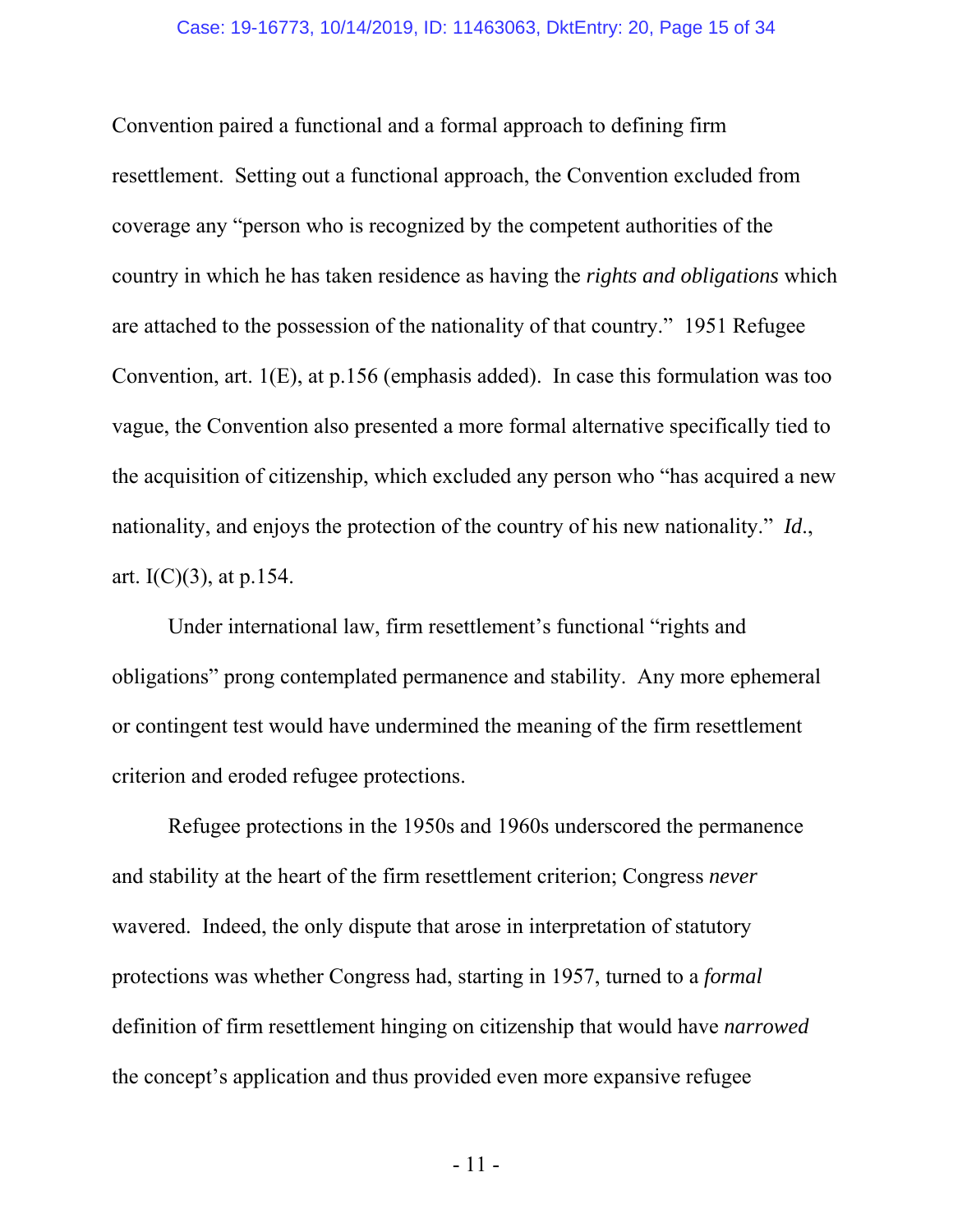Convention paired a functional and a formal approach to defining firm resettlement. Setting out a functional approach, the Convention excluded from coverage any "person who is recognized by the competent authorities of the country in which he has taken residence as having the *rights and obligations* which are attached to the possession of the nationality of that country." 1951 Refugee Convention, art. 1(E), at p.156 (emphasis added). In case this formulation was too vague, the Convention also presented a more formal alternative specifically tied to the acquisition of citizenship, which excluded any person who "has acquired a new nationality, and enjoys the protection of the country of his new nationality." *Id*., art. I(C)(3), at p.154.

Under international law, firm resettlement's functional "rights and obligations" prong contemplated permanence and stability. Any more ephemeral or contingent test would have undermined the meaning of the firm resettlement criterion and eroded refugee protections.

Refugee protections in the 1950s and 1960s underscored the permanence and stability at the heart of the firm resettlement criterion; Congress *never* wavered. Indeed, the only dispute that arose in interpretation of statutory protections was whether Congress had, starting in 1957, turned to a *formal* definition of firm resettlement hinging on citizenship that would have *narrowed* the concept's application and thus provided even more expansive refugee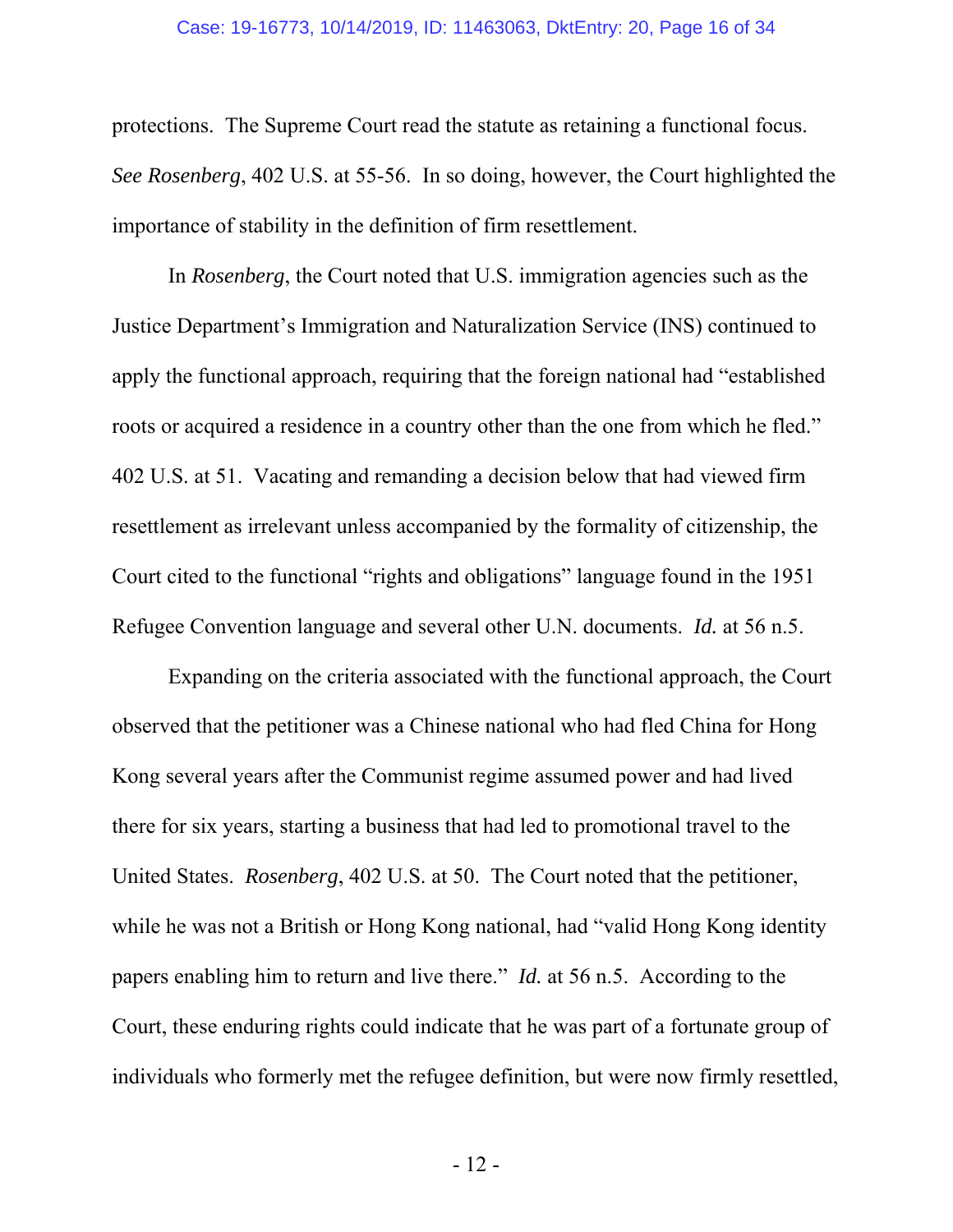protections. The Supreme Court read the statute as retaining a functional focus. *See Rosenberg*, 402 U.S. at 55-56. In so doing, however, the Court highlighted the importance of stability in the definition of firm resettlement.

In *Rosenberg*, the Court noted that U.S. immigration agencies such as the Justice Department's Immigration and Naturalization Service (INS) continued to apply the functional approach, requiring that the foreign national had "established roots or acquired a residence in a country other than the one from which he fled." 402 U.S. at 51. Vacating and remanding a decision below that had viewed firm resettlement as irrelevant unless accompanied by the formality of citizenship, the Court cited to the functional "rights and obligations" language found in the 1951 Refugee Convention language and several other U.N. documents. *Id.* at 56 n.5.

Expanding on the criteria associated with the functional approach, the Court observed that the petitioner was a Chinese national who had fled China for Hong Kong several years after the Communist regime assumed power and had lived there for six years, starting a business that had led to promotional travel to the United States. *Rosenberg*, 402 U.S. at 50. The Court noted that the petitioner, while he was not a British or Hong Kong national, had "valid Hong Kong identity papers enabling him to return and live there." *Id.* at 56 n.5. According to the Court, these enduring rights could indicate that he was part of a fortunate group of individuals who formerly met the refugee definition, but were now firmly resettled,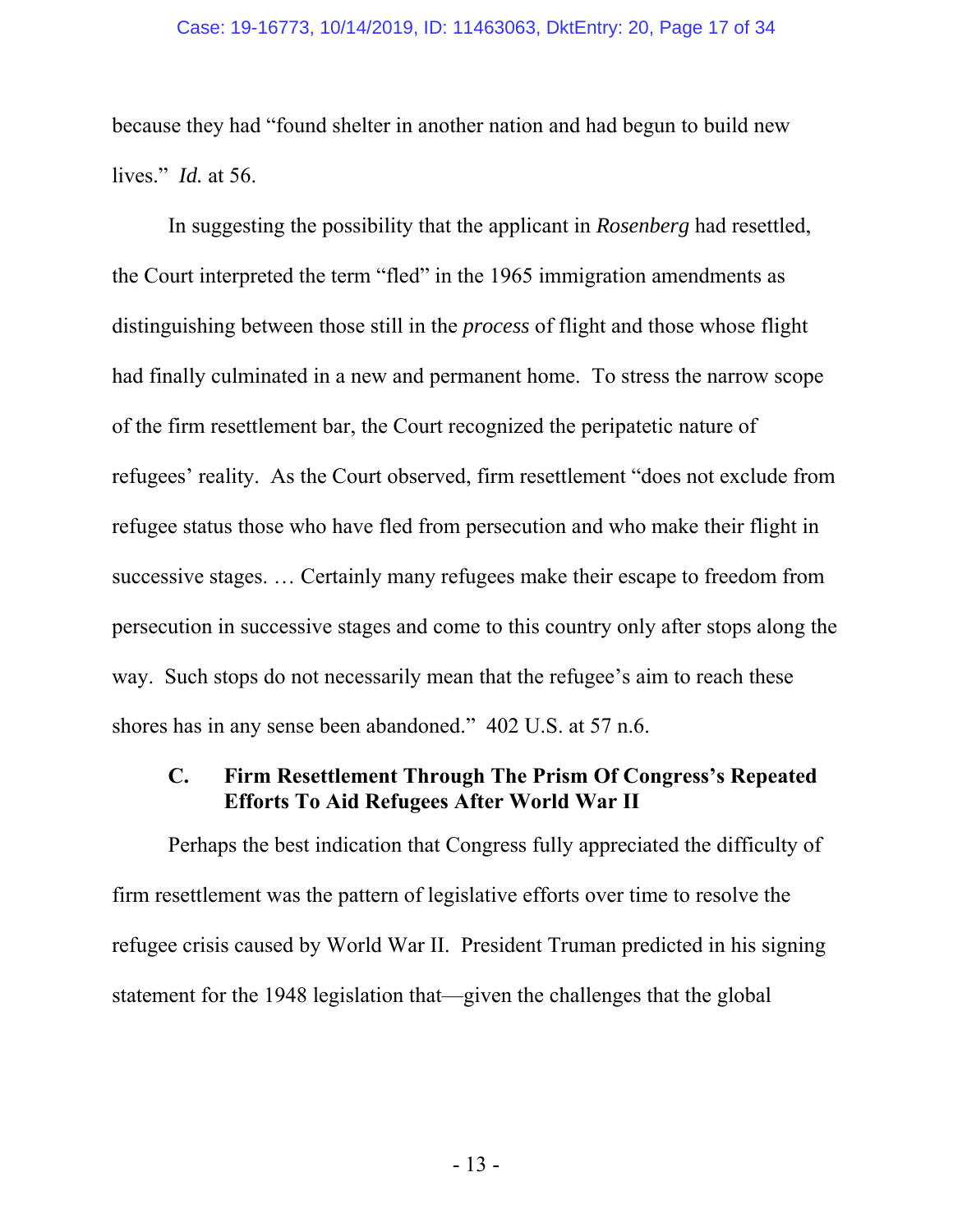because they had "found shelter in another nation and had begun to build new lives." *Id.* at 56.

In suggesting the possibility that the applicant in *Rosenberg* had resettled, the Court interpreted the term "fled" in the 1965 immigration amendments as distinguishing between those still in the *process* of flight and those whose flight had finally culminated in a new and permanent home. To stress the narrow scope of the firm resettlement bar, the Court recognized the peripatetic nature of refugees' reality. As the Court observed, firm resettlement "does not exclude from refugee status those who have fled from persecution and who make their flight in successive stages. … Certainly many refugees make their escape to freedom from persecution in successive stages and come to this country only after stops along the way. Such stops do not necessarily mean that the refugee's aim to reach these shores has in any sense been abandoned." 402 U.S. at 57 n.6.

### C. Firm Resettlement Through The Prism Of Congress's Repeated Efforts To Aid Refugees After World War II

Perhaps the best indication that Congress fully appreciated the difficulty of firm resettlement was the pattern of legislative efforts over time to resolve the refugee crisis caused by World War II. President Truman predicted in his signing statement for the 1948 legislation that—given the challenges that the global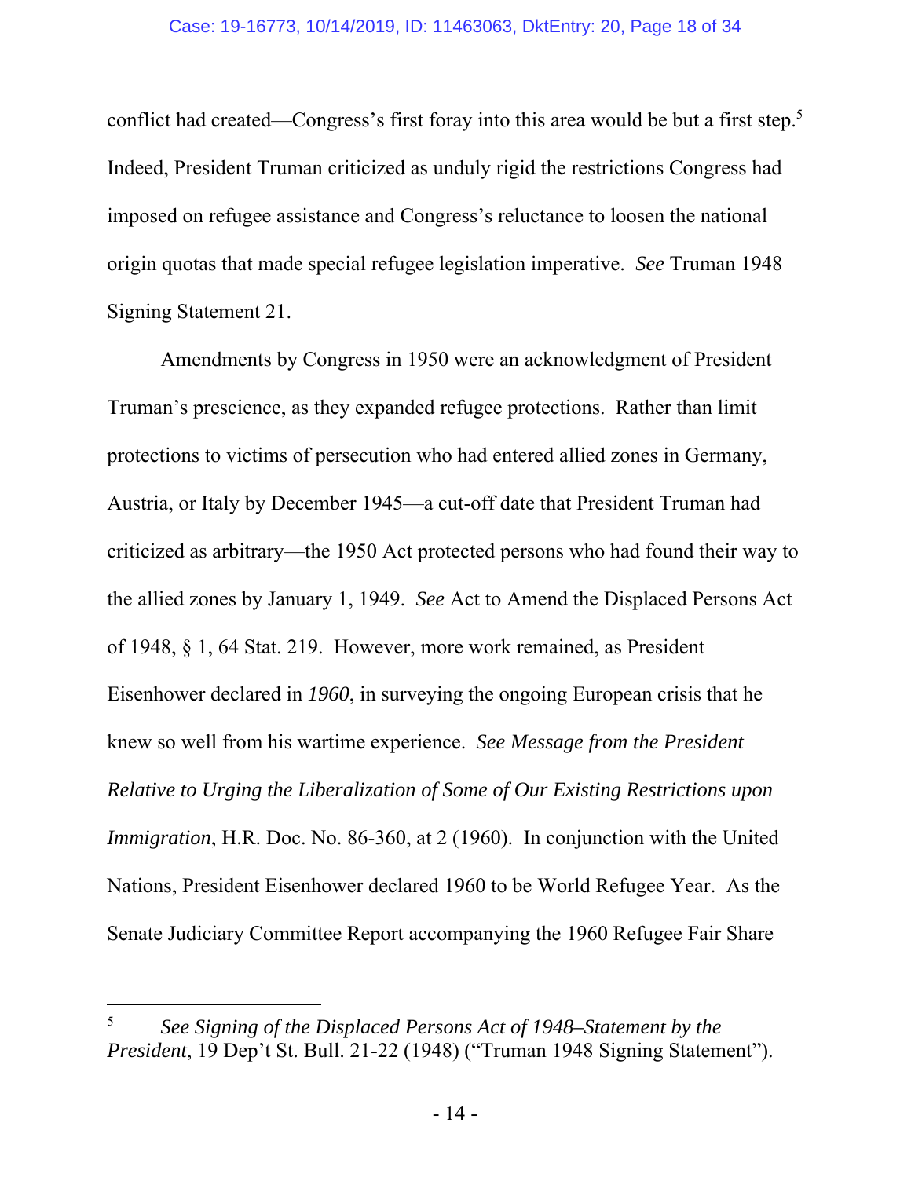conflict had created—Congress's first foray into this area would be but a first step.[5] Indeed, President Truman criticized as unduly rigid the restrictions Congress had imposed on refugee assistance and Congress's reluctance to loosen the national origin quotas that made special refugee legislation imperative. *See* Truman 1948 Signing Statement 21.

Amendments by Congress in 1950 were an acknowledgment of President Truman's prescience, as they expanded refugee protections. Rather than limit protections to victims of persecution who had entered allied zones in Germany, Austria, or Italy by December 1945—a cut-off date that President Truman had criticized as arbitrary—the 1950 Act protected persons who had found their way to the allied zones by January 1, 1949. *See* Act to Amend the Displaced Persons Act of 1948, § 1, 64 Stat. 219. However, more work remained, as President Eisenhower declared in *1960*, in surveying the ongoing European crisis that he knew so well from his wartime experience. *See Message from the President Relative to Urging the Liberalization of Some of Our Existing Restrictions upon Immigration*, H.R. Doc. No. 86-360, at 2 (1960). In conjunction with the United Nations, President Eisenhower declared 1960 to be World Refugee Year. As the Senate Judiciary Committee Report accompanying the 1960 Refugee Fair Share

---

[5] *See Signing of the Displaced Persons Act of 1948–Statement by the President*, 19 Dep't St. Bull. 21-22 (1948) ("Truman 1948 Signing Statement").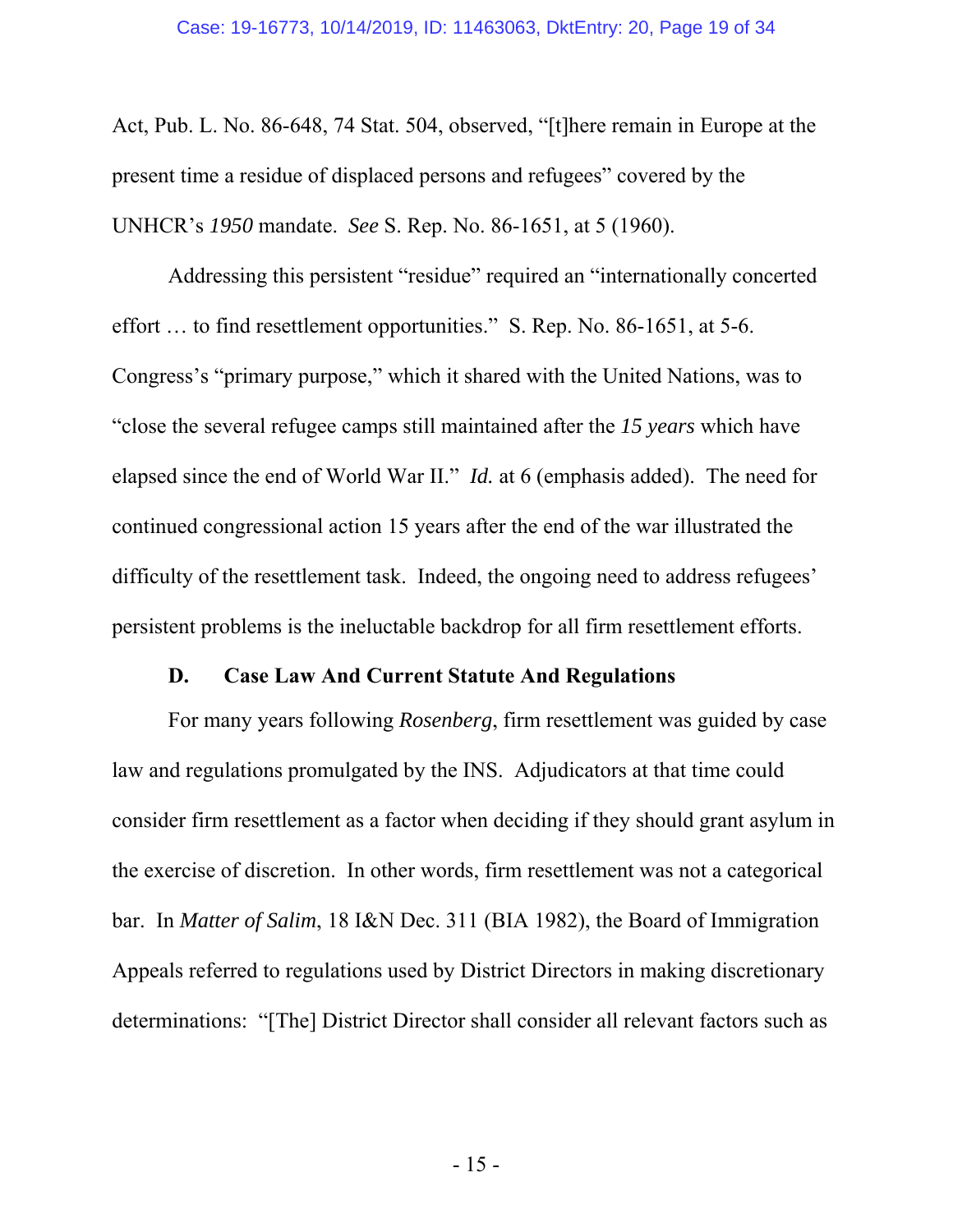Act, Pub. L. No. 86-648, 74 Stat. 504, observed, "[t]here remain in Europe at the present time a residue of displaced persons and refugees" covered by the UNHCR's *1950* mandate. *See* S. Rep. No. 86-1651, at 5 (1960).

Addressing this persistent "residue" required an "internationally concerted effort … to find resettlement opportunities." S. Rep. No. 86-1651, at 5-6. Congress's "primary purpose," which it shared with the United Nations, was to "close the several refugee camps still maintained after the *15 years* which have elapsed since the end of World War II." *Id.* at 6 (emphasis added). The need for continued congressional action 15 years after the end of the war illustrated the difficulty of the resettlement task. Indeed, the ongoing need to address refugees' persistent problems is the ineluctable backdrop for all firm resettlement efforts.

### D. Case Law And Current Statute And Regulations

For many years following *Rosenberg*, firm resettlement was guided by case law and regulations promulgated by the INS. Adjudicators at that time could consider firm resettlement as a factor when deciding if they should grant asylum in the exercise of discretion. In other words, firm resettlement was not a categorical bar. In *Matter of Salim*, 18 I&N Dec. 311 (BIA 1982), the Board of Immigration Appeals referred to regulations used by District Directors in making discretionary determinations: "[The] District Director shall consider all relevant factors such as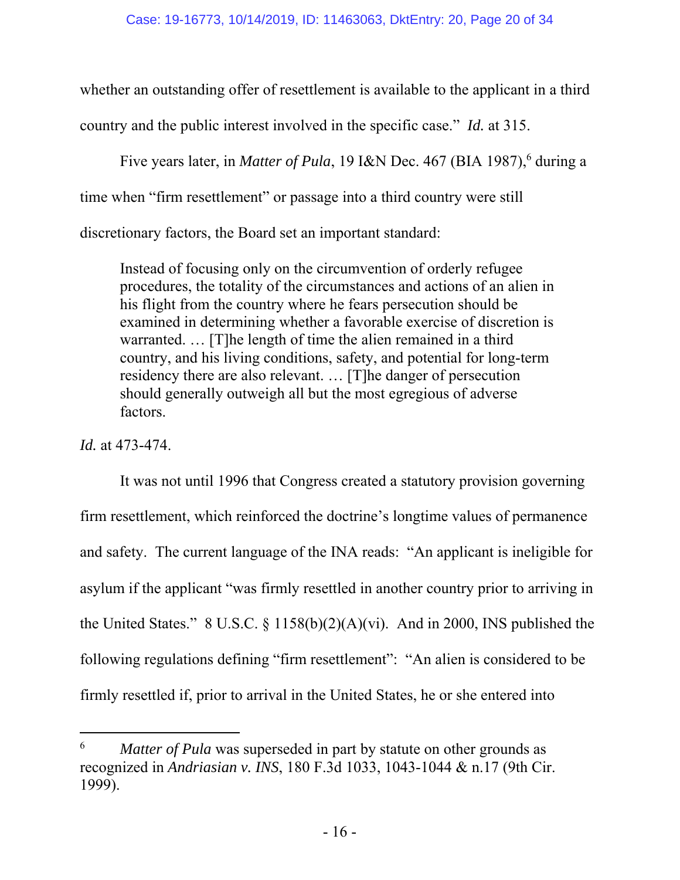whether an outstanding offer of resettlement is available to the applicant in a third country and the public interest involved in the specific case." *Id.* at 315.

Five years later, in *Matter of Pula*, 19 I&N Dec. 467 (BIA 1987),[6] during a time when "firm resettlement" or passage into a third country were still discretionary factors, the Board set an important standard:

> Instead of focusing only on the circumvention of orderly refugee procedures, the totality of the circumstances and actions of an alien in his flight from the country where he fears persecution should be examined in determining whether a favorable exercise of discretion is warranted. … [T]he length of time the alien remained in a third country, and his living conditions, safety, and potential for long-term residency there are also relevant. … [T]he danger of persecution should generally outweigh all but the most egregious of adverse factors.

*Id.* at 473-474.

It was not until 1996 that Congress created a statutory provision governing firm resettlement, which reinforced the doctrine's longtime values of permanence and safety. The current language of the INA reads: "An applicant is ineligible for asylum if the applicant "was firmly resettled in another country prior to arriving in the United States." 8 U.S.C. § 1158(b)(2)(A)(vi). And in 2000, INS published the following regulations defining "firm resettlement": "An alien is considered to be firmly resettled if, prior to arrival in the United States, he or she entered into

---

[6] *Matter of Pula* was superseded in part by statute on other grounds as recognized in *Andriasian v. INS*, 180 F.3d 1033, 1043-1044 & n.17 (9th Cir. 1999).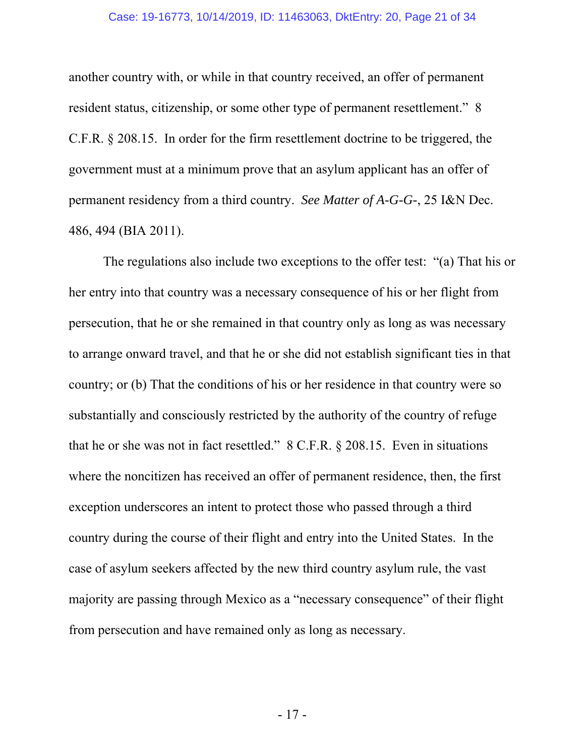another country with, or while in that country received, an offer of permanent resident status, citizenship, or some other type of permanent resettlement." 8 C.F.R. § 208.15. In order for the firm resettlement doctrine to be triggered, the government must at a minimum prove that an asylum applicant has an offer of permanent residency from a third country. *See Matter of A-G-G-*, 25 I&N Dec. 486, 494 (BIA 2011).

The regulations also include two exceptions to the offer test: "(a) That his or her entry into that country was a necessary consequence of his or her flight from persecution, that he or she remained in that country only as long as was necessary to arrange onward travel, and that he or she did not establish significant ties in that country; or (b) That the conditions of his or her residence in that country were so substantially and consciously restricted by the authority of the country of refuge that he or she was not in fact resettled." 8 C.F.R. § 208.15. Even in situations where the noncitizen has received an offer of permanent residence, then, the first exception underscores an intent to protect those who passed through a third country during the course of their flight and entry into the United States. In the case of asylum seekers affected by the new third country asylum rule, the vast majority are passing through Mexico as a "necessary consequence" of their flight from persecution and have remained only as long as necessary.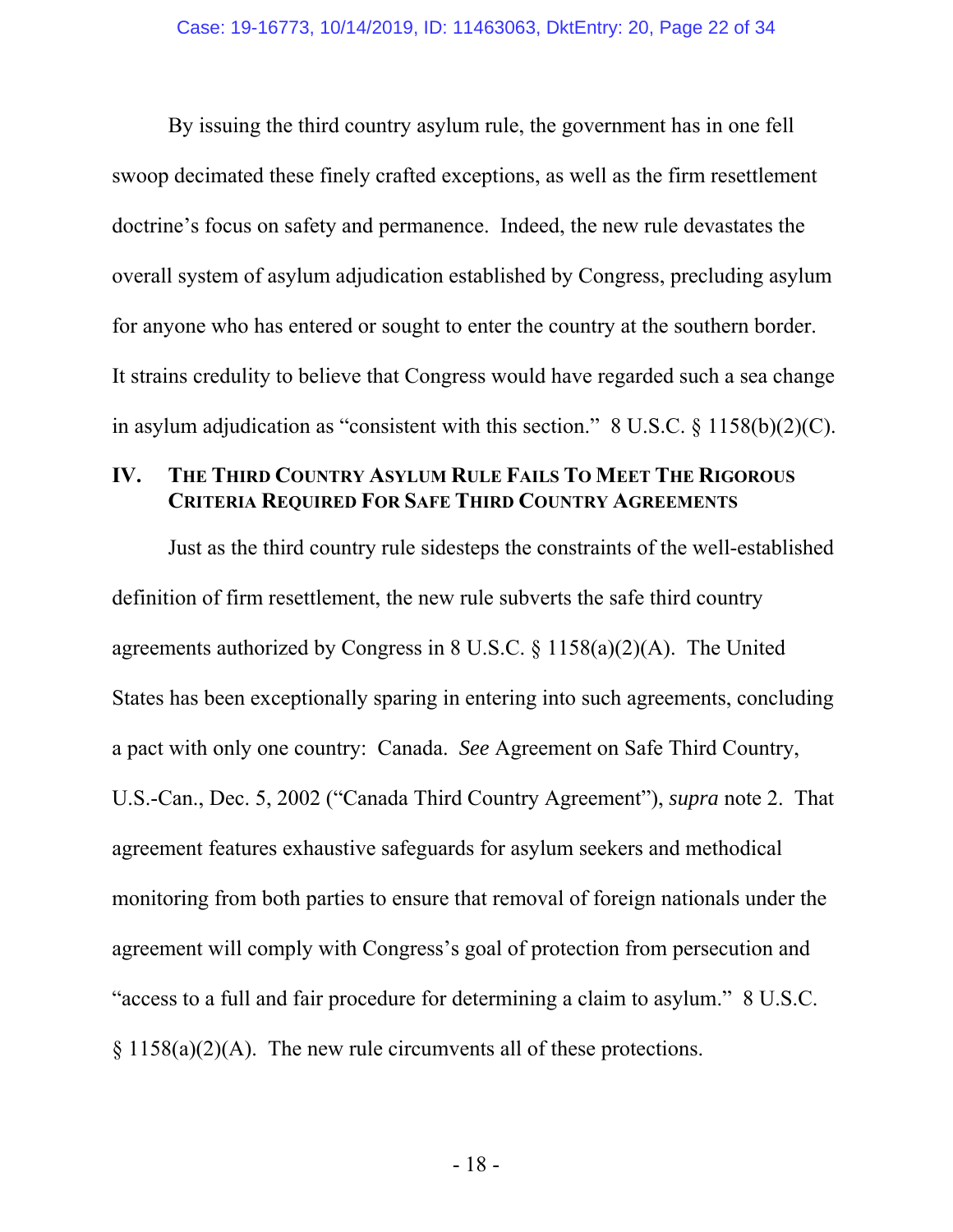By issuing the third country asylum rule, the government has in one fell swoop decimated these finely crafted exceptions, as well as the firm resettlement doctrine's focus on safety and permanence. Indeed, the new rule devastates the overall system of asylum adjudication established by Congress, precluding asylum for anyone who has entered or sought to enter the country at the southern border. It strains credulity to believe that Congress would have regarded such a sea change in asylum adjudication as "consistent with this section." 8 U.S.C. § 1158(b)(2)(C).

## IV. THE THIRD COUNTRY ASYLUM RULE FAILS TO MEET THE RIGOROUS CRITERIA REQUIRED FOR SAFE THIRD COUNTRY AGREEMENTS

Just as the third country rule sidesteps the constraints of the well-established definition of firm resettlement, the new rule subverts the safe third country agreements authorized by Congress in 8 U.S.C. § 1158(a)(2)(A). The United States has been exceptionally sparing in entering into such agreements, concluding a pact with only one country: Canada. *See* Agreement on Safe Third Country, U.S.-Can., Dec. 5, 2002 ("Canada Third Country Agreement"), *supra* note 2. That agreement features exhaustive safeguards for asylum seekers and methodical monitoring from both parties to ensure that removal of foreign nationals under the agreement will comply with Congress's goal of protection from persecution and "access to a full and fair procedure for determining a claim to asylum." 8 U.S.C. § 1158(a)(2)(A). The new rule circumvents all of these protections.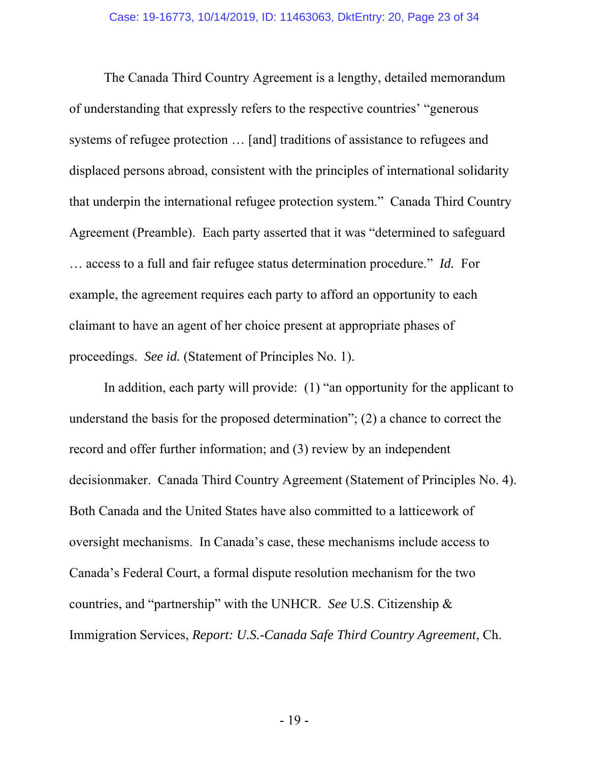The Canada Third Country Agreement is a lengthy, detailed memorandum of understanding that expressly refers to the respective countries' "generous systems of refugee protection … [and] traditions of assistance to refugees and displaced persons abroad, consistent with the principles of international solidarity that underpin the international refugee protection system." Canada Third Country Agreement (Preamble). Each party asserted that it was "determined to safeguard … access to a full and fair refugee status determination procedure." *Id.* For example, the agreement requires each party to afford an opportunity to each claimant to have an agent of her choice present at appropriate phases of proceedings. *See id.* (Statement of Principles No. 1).

In addition, each party will provide: (1) "an opportunity for the applicant to understand the basis for the proposed determination"; (2) a chance to correct the record and offer further information; and (3) review by an independent decisionmaker. Canada Third Country Agreement (Statement of Principles No. 4). Both Canada and the United States have also committed to a latticework of oversight mechanisms. In Canada's case, these mechanisms include access to Canada's Federal Court, a formal dispute resolution mechanism for the two countries, and "partnership" with the UNHCR. *See* U.S. Citizenship & Immigration Services, *Report: U.S.-Canada Safe Third Country Agreement*, Ch.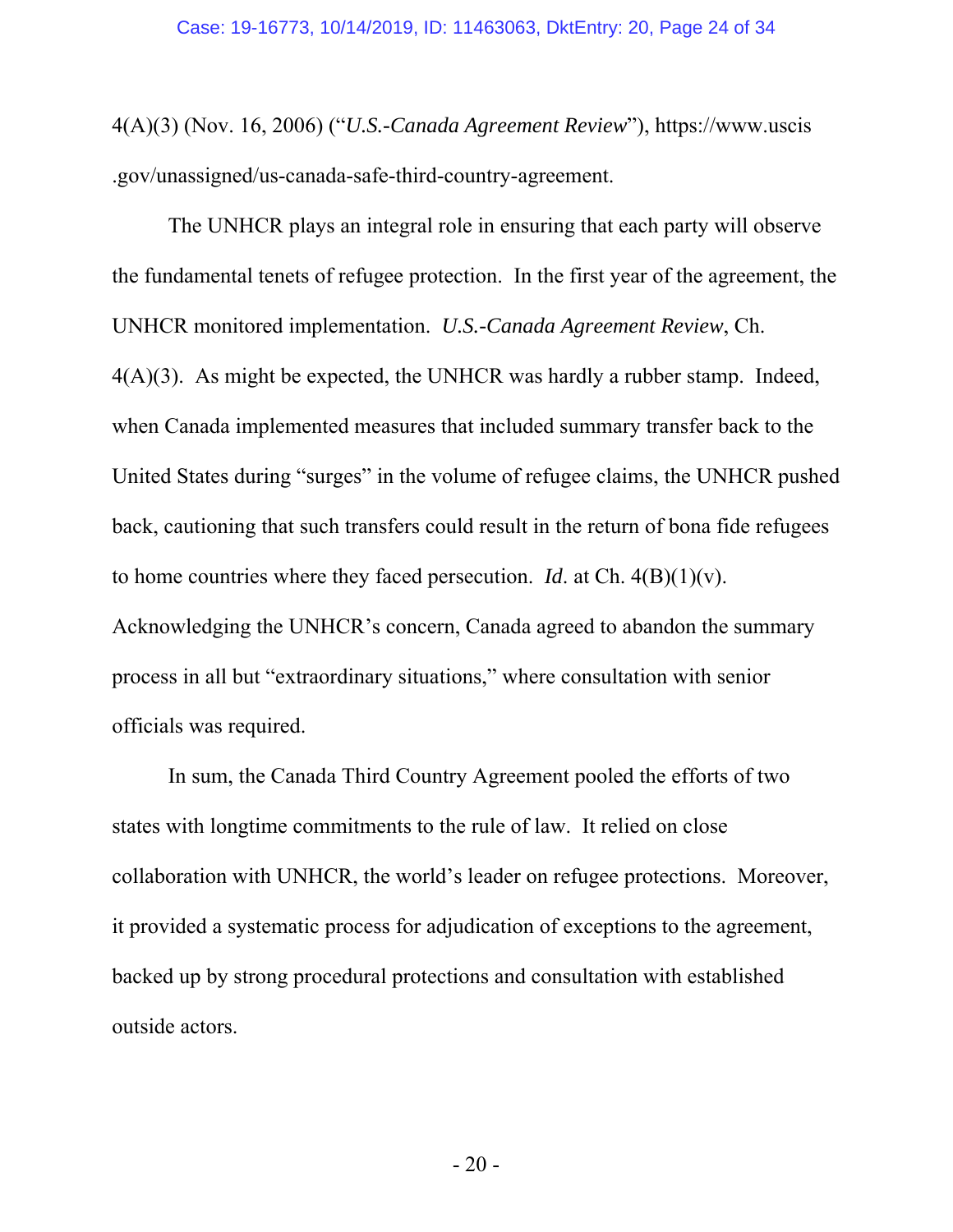4(A)(3) (Nov. 16, 2006) ("*U.S.-Canada Agreement Review*"), https://www.uscis .gov/unassigned/us-canada-safe-third-country-agreement.

The UNHCR plays an integral role in ensuring that each party will observe the fundamental tenets of refugee protection. In the first year of the agreement, the UNHCR monitored implementation. *U.S.-Canada Agreement Review*, Ch. 4(A)(3). As might be expected, the UNHCR was hardly a rubber stamp. Indeed, when Canada implemented measures that included summary transfer back to the United States during "surges" in the volume of refugee claims, the UNHCR pushed back, cautioning that such transfers could result in the return of bona fide refugees to home countries where they faced persecution. *Id*. at Ch. 4(B)(1)(v). Acknowledging the UNHCR's concern, Canada agreed to abandon the summary process in all but "extraordinary situations," where consultation with senior officials was required.

In sum, the Canada Third Country Agreement pooled the efforts of two states with longtime commitments to the rule of law. It relied on close collaboration with UNHCR, the world's leader on refugee protections. Moreover, it provided a systematic process for adjudication of exceptions to the agreement, backed up by strong procedural protections and consultation with established outside actors.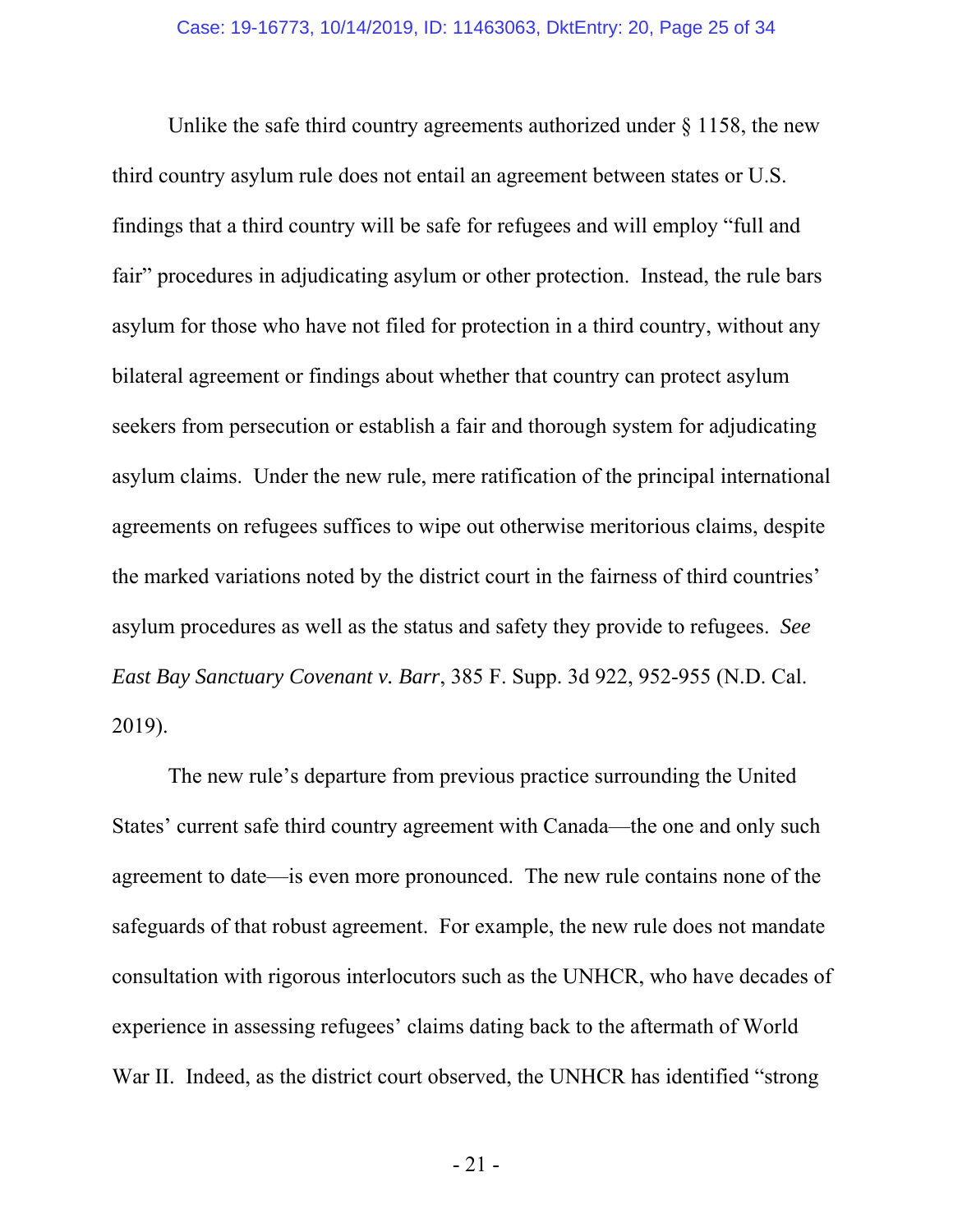Unlike the safe third country agreements authorized under § 1158, the new third country asylum rule does not entail an agreement between states or U.S. findings that a third country will be safe for refugees and will employ "full and fair" procedures in adjudicating asylum or other protection. Instead, the rule bars asylum for those who have not filed for protection in a third country, without any bilateral agreement or findings about whether that country can protect asylum seekers from persecution or establish a fair and thorough system for adjudicating asylum claims. Under the new rule, mere ratification of the principal international agreements on refugees suffices to wipe out otherwise meritorious claims, despite the marked variations noted by the district court in the fairness of third countries' asylum procedures as well as the status and safety they provide to refugees. *See East Bay Sanctuary Covenant v. Barr*, 385 F. Supp. 3d 922, 952-955 (N.D. Cal. 2019).

The new rule's departure from previous practice surrounding the United States' current safe third country agreement with Canada—the one and only such agreement to date—is even more pronounced. The new rule contains none of the safeguards of that robust agreement. For example, the new rule does not mandate consultation with rigorous interlocutors such as the UNHCR, who have decades of experience in assessing refugees' claims dating back to the aftermath of World War II. Indeed, as the district court observed, the UNHCR has identified "strong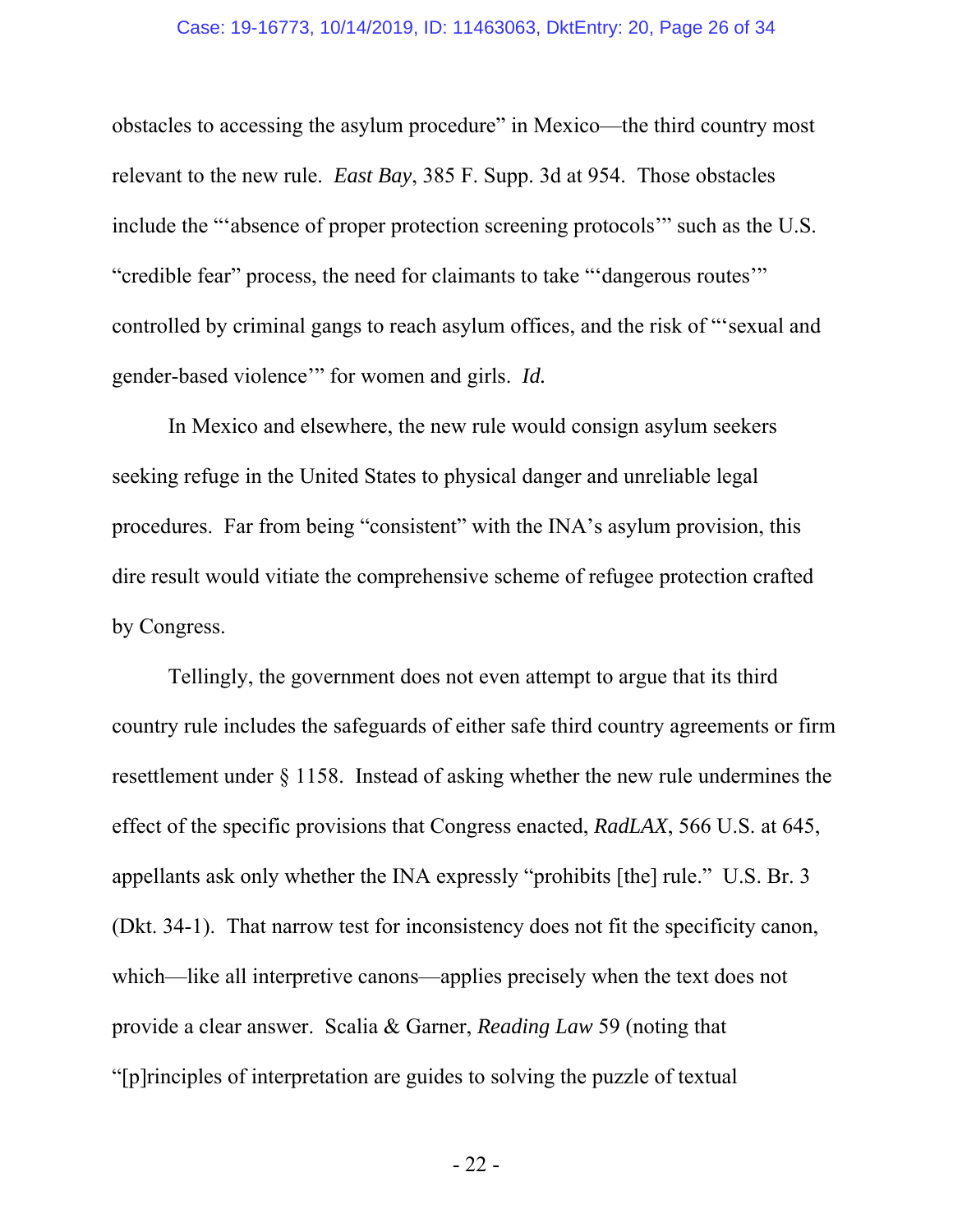obstacles to accessing the asylum procedure" in Mexico—the third country most relevant to the new rule. *East Bay*, 385 F. Supp. 3d at 954. Those obstacles include the "'absence of proper protection screening protocols'" such as the U.S. "credible fear" process, the need for claimants to take "'dangerous routes'" controlled by criminal gangs to reach asylum offices, and the risk of "'sexual and gender-based violence'" for women and girls. *Id.*

In Mexico and elsewhere, the new rule would consign asylum seekers seeking refuge in the United States to physical danger and unreliable legal procedures. Far from being "consistent" with the INA's asylum provision, this dire result would vitiate the comprehensive scheme of refugee protection crafted by Congress.

Tellingly, the government does not even attempt to argue that its third country rule includes the safeguards of either safe third country agreements or firm resettlement under § 1158. Instead of asking whether the new rule undermines the effect of the specific provisions that Congress enacted, *RadLAX*, 566 U.S. at 645, appellants ask only whether the INA expressly "prohibits [the] rule." U.S. Br. 3 (Dkt. 34-1). That narrow test for inconsistency does not fit the specificity canon, which—like all interpretive canons—applies precisely when the text does not provide a clear answer. Scalia & Garner, *Reading Law* 59 (noting that "[p]rinciples of interpretation are guides to solving the puzzle of textual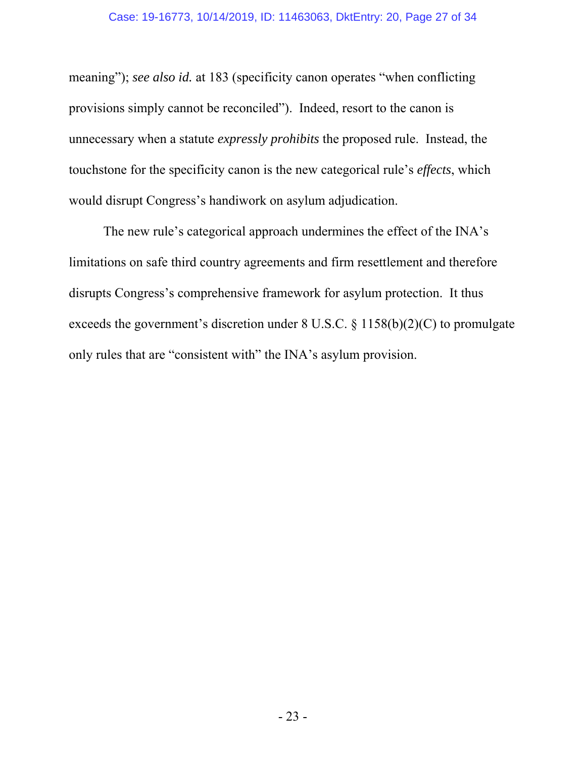meaning"); *see also id.* at 183 (specificity canon operates "when conflicting provisions simply cannot be reconciled"). Indeed, resort to the canon is unnecessary when a statute *expressly prohibits* the proposed rule. Instead, the touchstone for the specificity canon is the new categorical rule's *effects*, which would disrupt Congress's handiwork on asylum adjudication.

The new rule's categorical approach undermines the effect of the INA's limitations on safe third country agreements and firm resettlement and therefore disrupts Congress's comprehensive framework for asylum protection. It thus exceeds the government's discretion under 8 U.S.C. § 1158(b)(2)(C) to promulgate only rules that are "consistent with" the INA's asylum provision.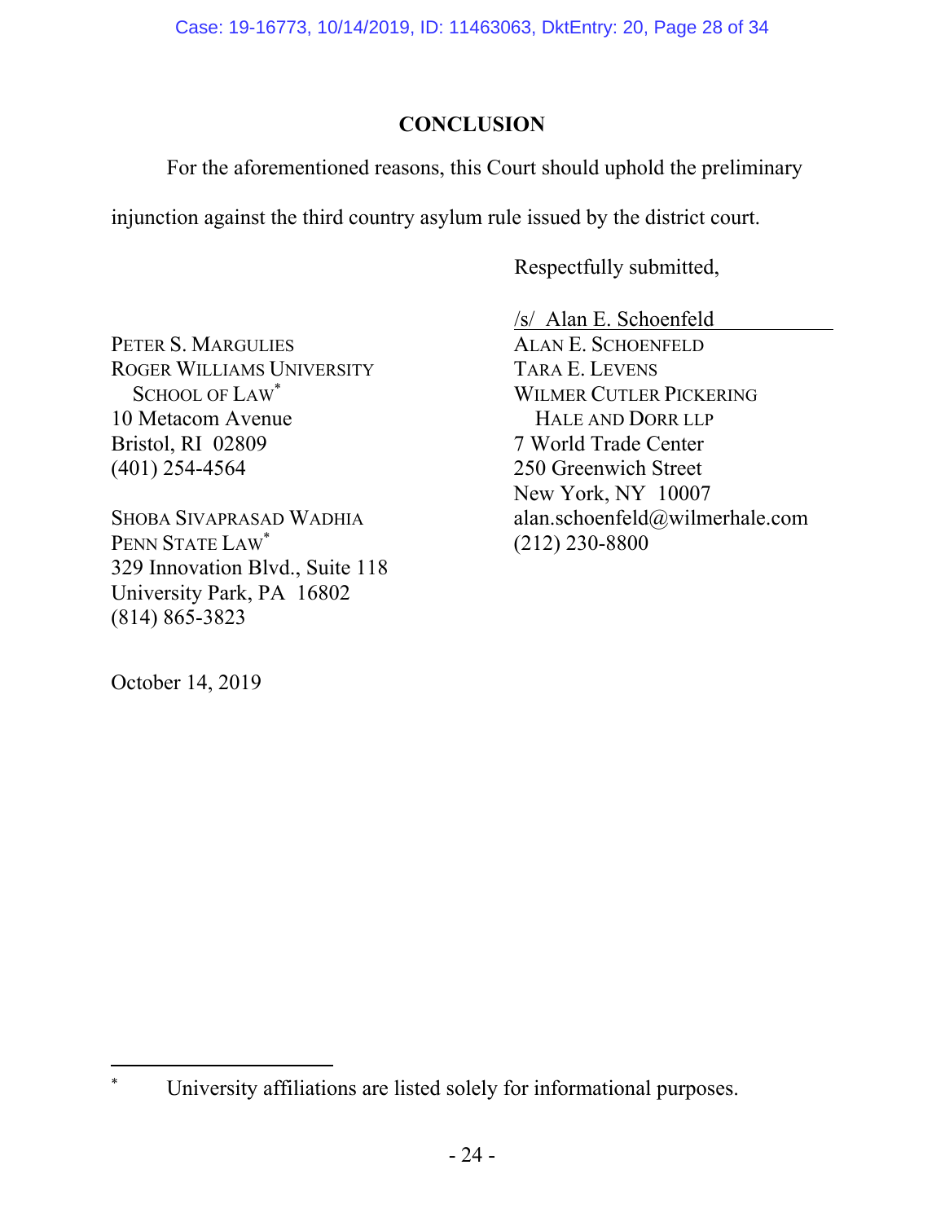## CONCLUSION

For the aforementioned reasons, this Court should uphold the preliminary injunction against the third country asylum rule issued by the district court.

Respectfully submitted,

/s/ Alan E. Schoenfeld

ALAN E. SCHOENFELD
TARA E. LEVENS
WILMER CUTLER PICKERING
HALE AND DORR LLP
7 World Trade Center
250 Greenwich Street
New York, NY 10007
alan.schoenfeld@wilmerhale.com
(212) 230-8800

PETER S. MARGULIES
ROGER WILLIAMS UNIVERSITY SCHOOL OF LAW*
10 Metacom Avenue
Bristol, RI 02809
(401) 254-4564

SHOBA SIVAPRASAD WADHIA
PENN STATE LAW*
329 Innovation Blvd., Suite 118
University Park, PA 16802
(814) 865-3823

October 14, 2019

---

* University affiliations are listed solely for informational purposes.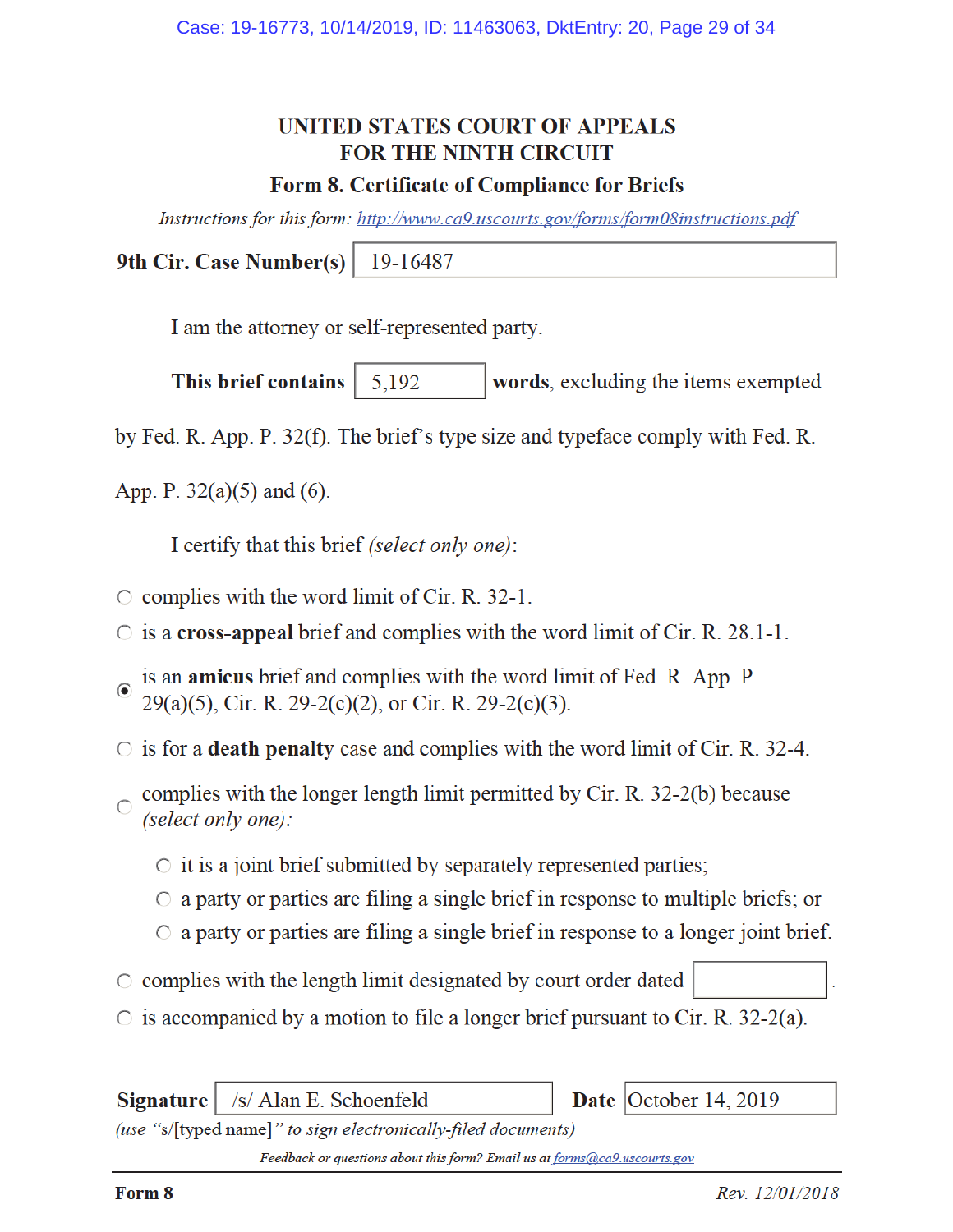**UNITED STATES COURT OF APPEALS**
**FOR THE NINTH CIRCUIT**

**Form 8. Certificate of Compliance for Briefs**

*Instructions for this form: http://www.ca9.uscourts.gov/forms/form08instructions.pdf*

**9th Cir. Case Number(s)** 19-16487

I am the attorney or self-represented party.

**This brief contains** 5,192 **words**, excluding the items exempted by Fed. R. App. P. 32(f). The brief's type size and typeface comply with Fed. R. App. P. 32(a)(5) and (6).

I certify that this brief *(select only one)*:

- ○ complies with the word limit of Cir. R. 32-1.
- ○ is a **cross-appeal** brief and complies with the word limit of Cir. R. 28.1-1.
- ◉ is an **amicus** brief and complies with the word limit of Fed. R. App. P. 29(a)(5), Cir. R. 29-2(c)(2), or Cir. R. 29-2(c)(3).
- ○ is for a **death penalty** case and complies with the word limit of Cir. R. 32-4.
- ○ complies with the longer length limit permitted by Cir. R. 32-2(b) because *(select only one)*:
  - ○ it is a joint brief submitted by separately represented parties;
  - ○ a party or parties are filing a single brief in response to multiple briefs; or
  - ○ a party or parties are filing a single brief in response to a longer joint brief.
- ○ complies with the length limit designated by court order dated ________.
- ○ is accompanied by a motion to file a longer brief pursuant to Cir. R. 32-2(a).

**Signature** /s/ Alan E. Schoenfeld **Date** October 14, 2019

*(use "s/[typed name]" to sign electronically-filed documents)*

*Feedback or questions about this form? Email us at forms@ca9.uscourts.gov*

**Form 8** *Rev. 12/01/2018*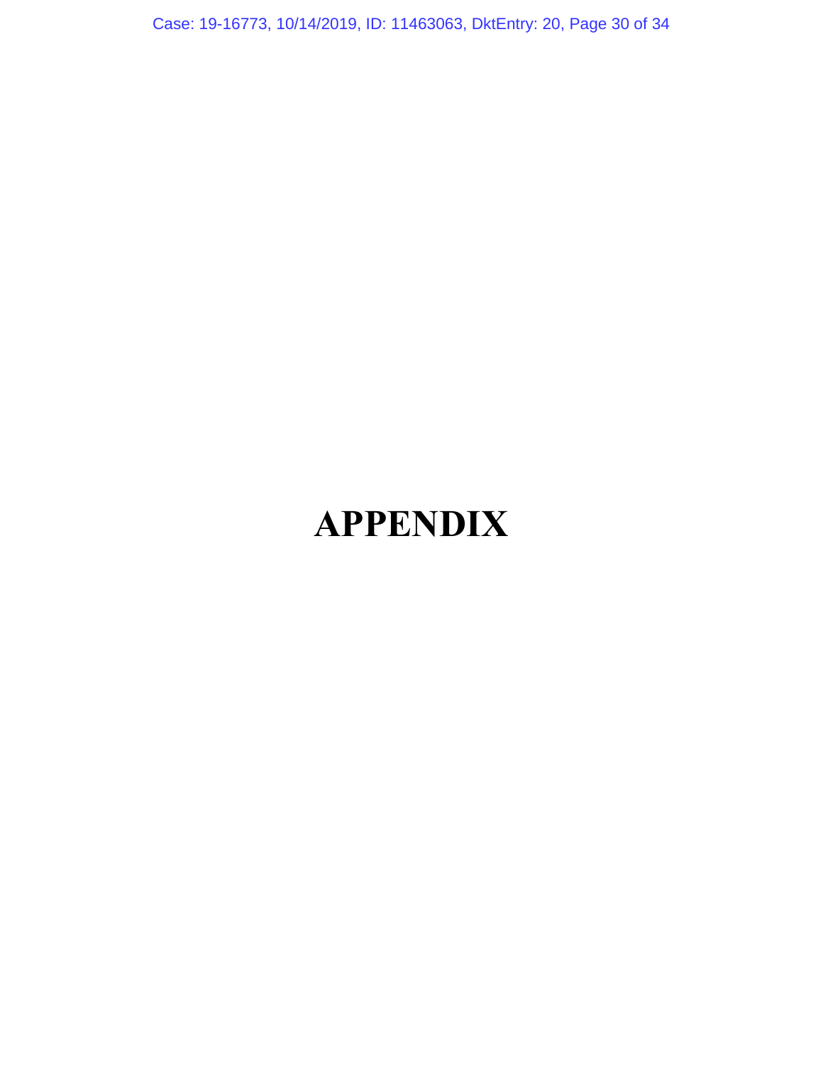# APPENDIX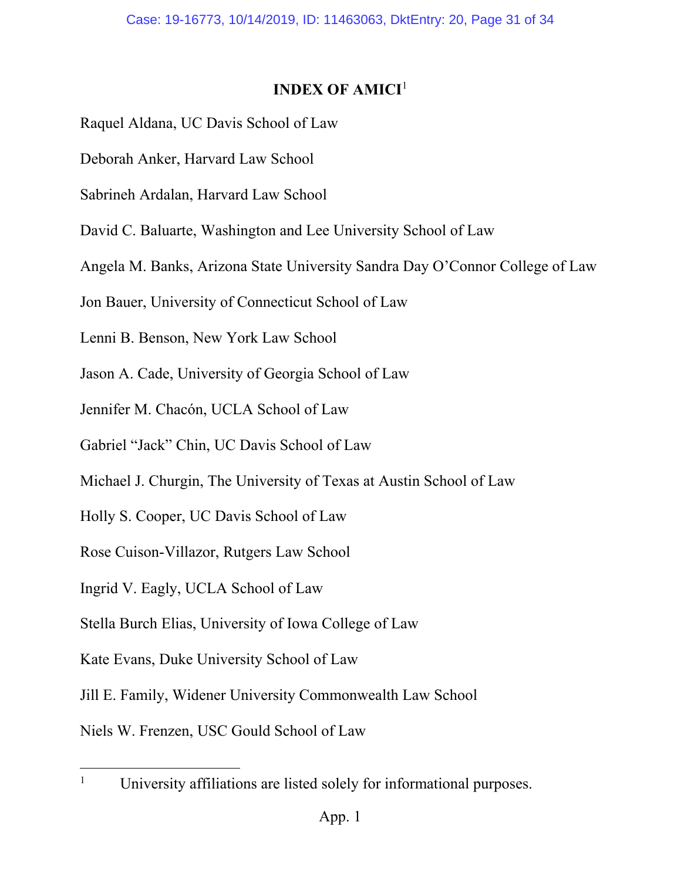# INDEX OF AMICI[1]

Raquel Aldana, UC Davis School of Law

Deborah Anker, Harvard Law School

Sabrineh Ardalan, Harvard Law School

David C. Baluarte, Washington and Lee University School of Law

Angela M. Banks, Arizona State University Sandra Day O'Connor College of Law

Jon Bauer, University of Connecticut School of Law

Lenni B. Benson, New York Law School

Jason A. Cade, University of Georgia School of Law

Jennifer M. Chacón, UCLA School of Law

Gabriel "Jack" Chin, UC Davis School of Law

Michael J. Churgin, The University of Texas at Austin School of Law

Holly S. Cooper, UC Davis School of Law

Rose Cuison-Villazor, Rutgers Law School

Ingrid V. Eagly, UCLA School of Law

Stella Burch Elias, University of Iowa College of Law

Kate Evans, Duke University School of Law

Jill E. Family, Widener University Commonwealth Law School

Niels W. Frenzen, USC Gould School of Law

[1] University affiliations are listed solely for informational purposes.

App. 1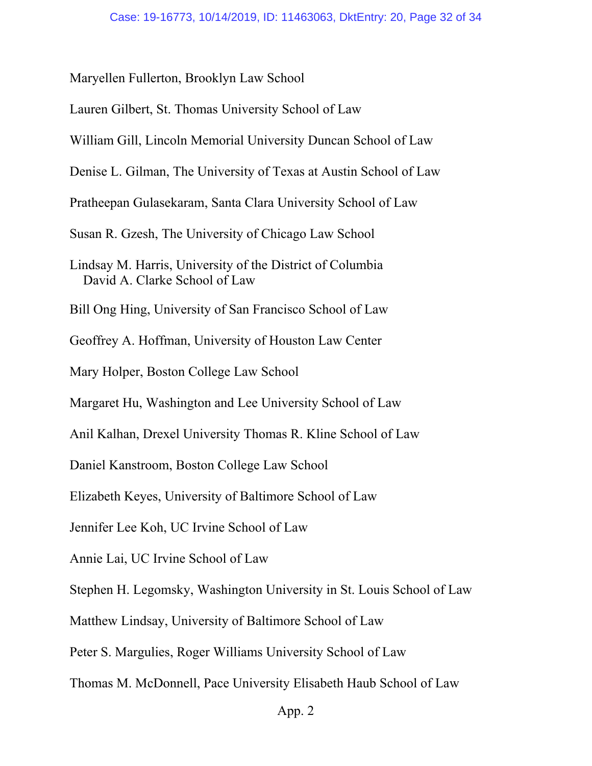Maryellen Fullerton, Brooklyn Law School

Lauren Gilbert, St. Thomas University School of Law

William Gill, Lincoln Memorial University Duncan School of Law

Denise L. Gilman, The University of Texas at Austin School of Law

Pratheepan Gulasekaram, Santa Clara University School of Law

Susan R. Gzesh, The University of Chicago Law School

Lindsay M. Harris, University of the District of Columbia David A. Clarke School of Law

Bill Ong Hing, University of San Francisco School of Law

Geoffrey A. Hoffman, University of Houston Law Center

Mary Holper, Boston College Law School

Margaret Hu, Washington and Lee University School of Law

Anil Kalhan, Drexel University Thomas R. Kline School of Law

Daniel Kanstroom, Boston College Law School

Elizabeth Keyes, University of Baltimore School of Law

Jennifer Lee Koh, UC Irvine School of Law

Annie Lai, UC Irvine School of Law

Stephen H. Legomsky, Washington University in St. Louis School of Law

Matthew Lindsay, University of Baltimore School of Law

Peter S. Margulies, Roger Williams University School of Law

Thomas M. McDonnell, Pace University Elisabeth Haub School of Law

App. 2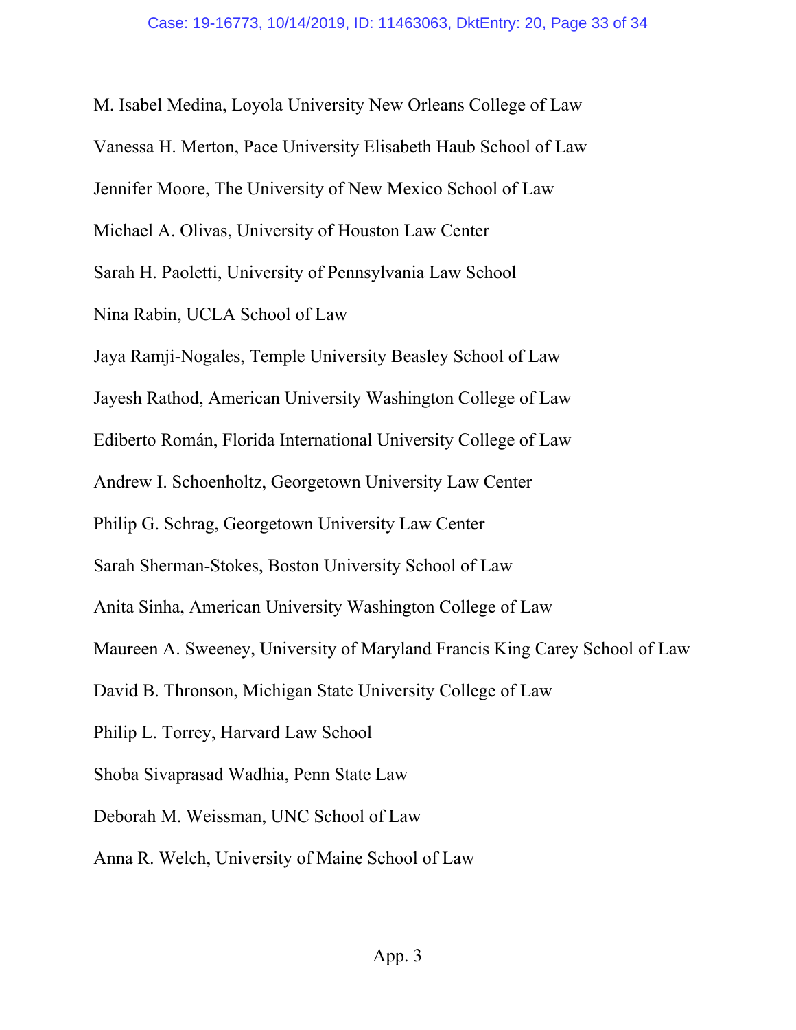M. Isabel Medina, Loyola University New Orleans College of Law

Vanessa H. Merton, Pace University Elisabeth Haub School of Law

Jennifer Moore, The University of New Mexico School of Law

Michael A. Olivas, University of Houston Law Center

Sarah H. Paoletti, University of Pennsylvania Law School

Nina Rabin, UCLA School of Law

Jaya Ramji-Nogales, Temple University Beasley School of Law

Jayesh Rathod, American University Washington College of Law

Ediberto Román, Florida International University College of Law

Andrew I. Schoenholtz, Georgetown University Law Center

Philip G. Schrag, Georgetown University Law Center

Sarah Sherman-Stokes, Boston University School of Law

Anita Sinha, American University Washington College of Law

Maureen A. Sweeney, University of Maryland Francis King Carey School of Law

David B. Thronson, Michigan State University College of Law

Philip L. Torrey, Harvard Law School

Shoba Sivaprasad Wadhia, Penn State Law

Deborah M. Weissman, UNC School of Law

Anna R. Welch, University of Maine School of Law

App. 3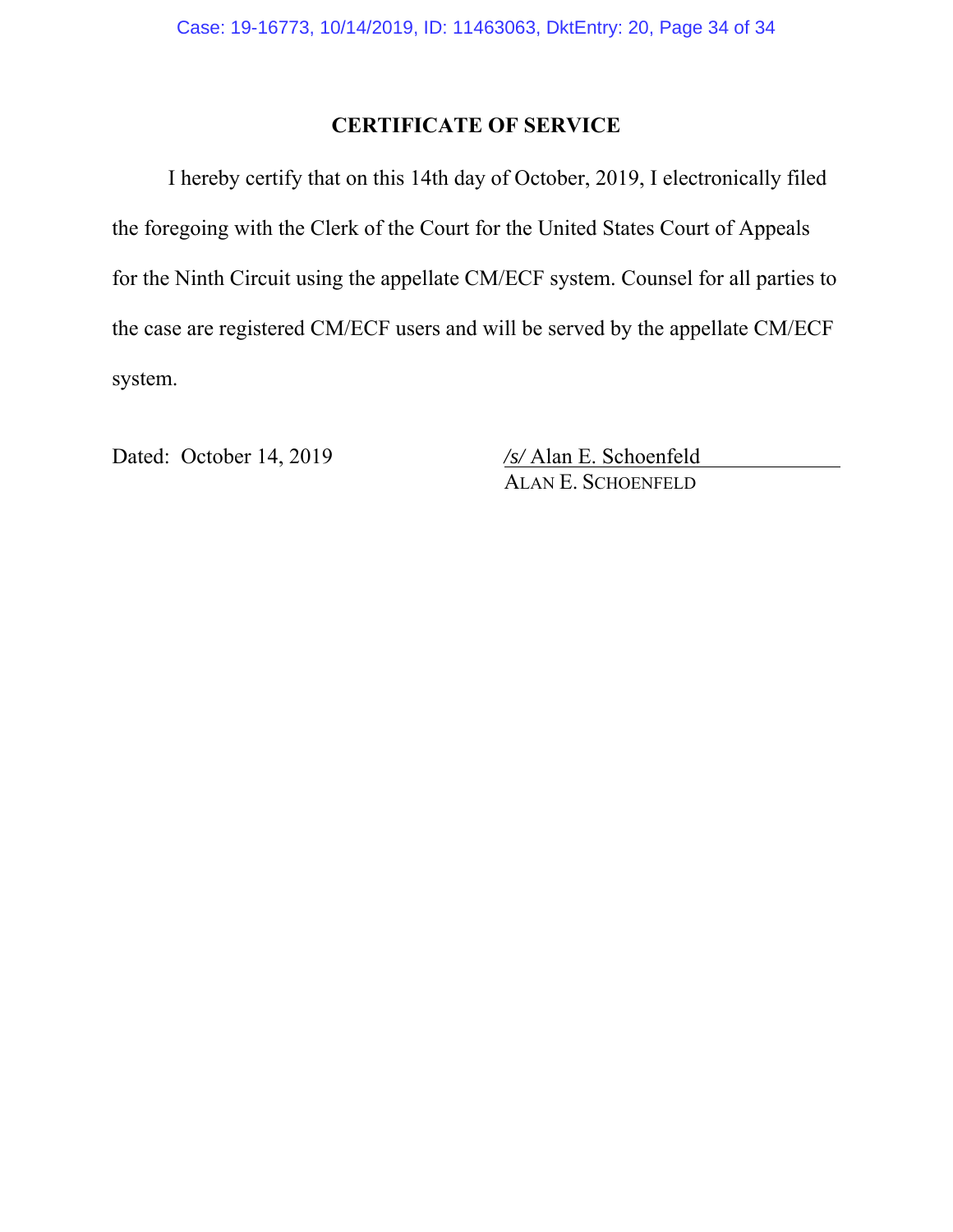## CERTIFICATE OF SERVICE

I hereby certify that on this 14th day of October, 2019, I electronically filed the foregoing with the Clerk of the Court for the United States Court of Appeals for the Ninth Circuit using the appellate CM/ECF system. Counsel for all parties to the case are registered CM/ECF users and will be served by the appellate CM/ECF system.

Dated: October 14, 2019

*/s/* Alan E. Schoenfeld
ALAN E. SCHOENFELD